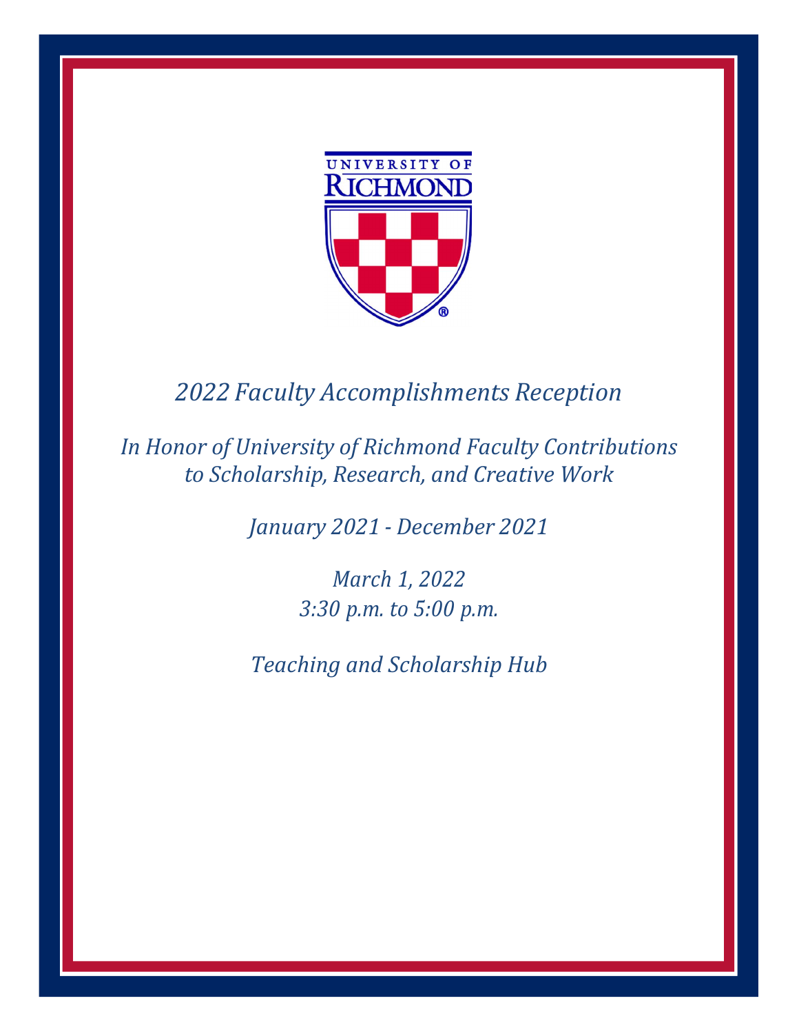UNIVERSITY OF RICHMOND

*2022 Faculty Accomplishments Reception*

*In Honor of University of Richmond Faculty Contributions to Scholarship, Research, and Creative Work*

*January 2021 - December 2021*

*March 1, 2022*
*3:30 p.m. to 5:00 p.m.*

*Teaching and Scholarship Hub*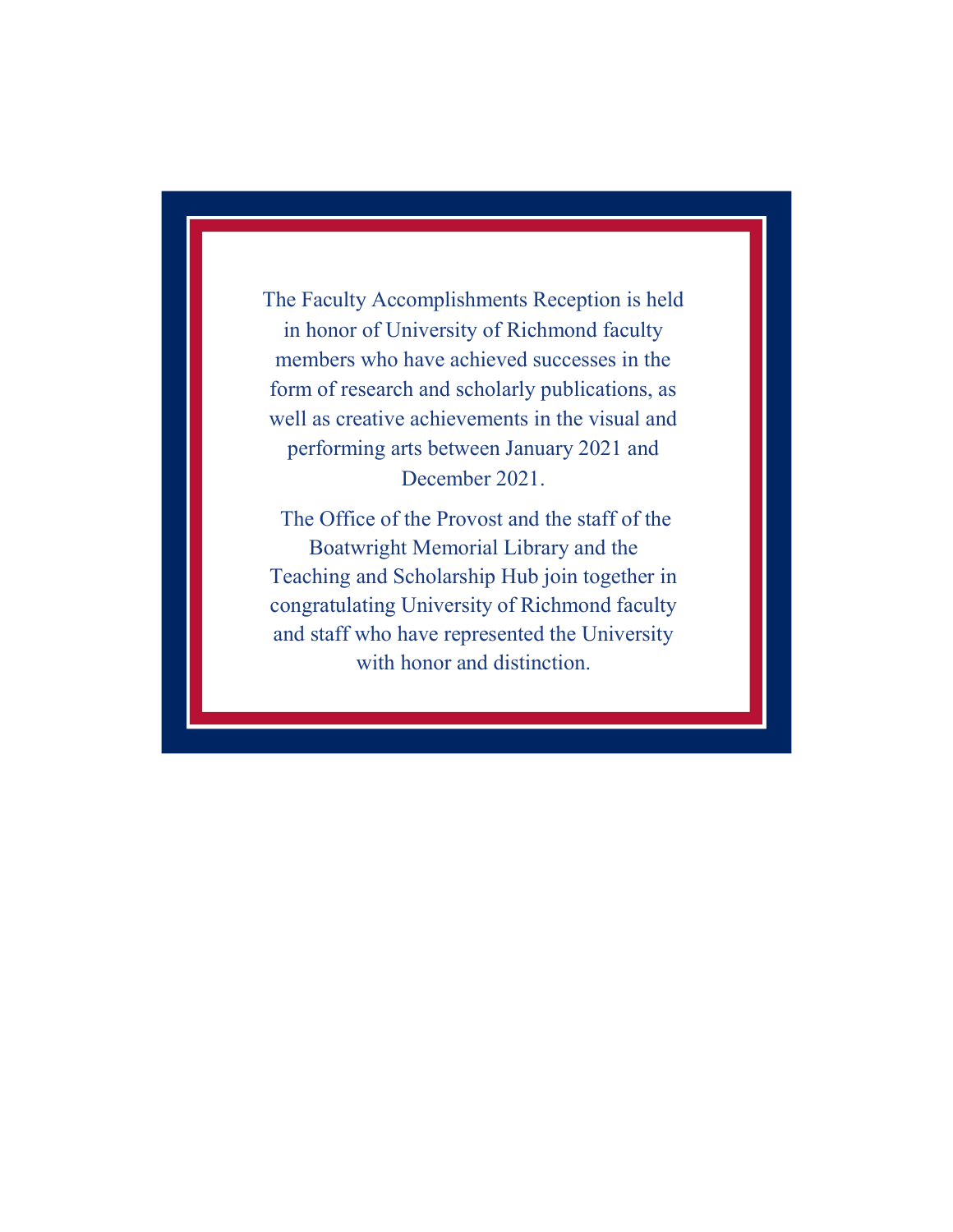The Faculty Accomplishments Reception is held in honor of University of Richmond faculty members who have achieved successes in the form of research and scholarly publications, as well as creative achievements in the visual and performing arts between January 2021 and December 2021.

The Office of the Provost and the staff of the Boatwright Memorial Library and the Teaching and Scholarship Hub join together in congratulating University of Richmond faculty and staff who have represented the University with honor and distinction.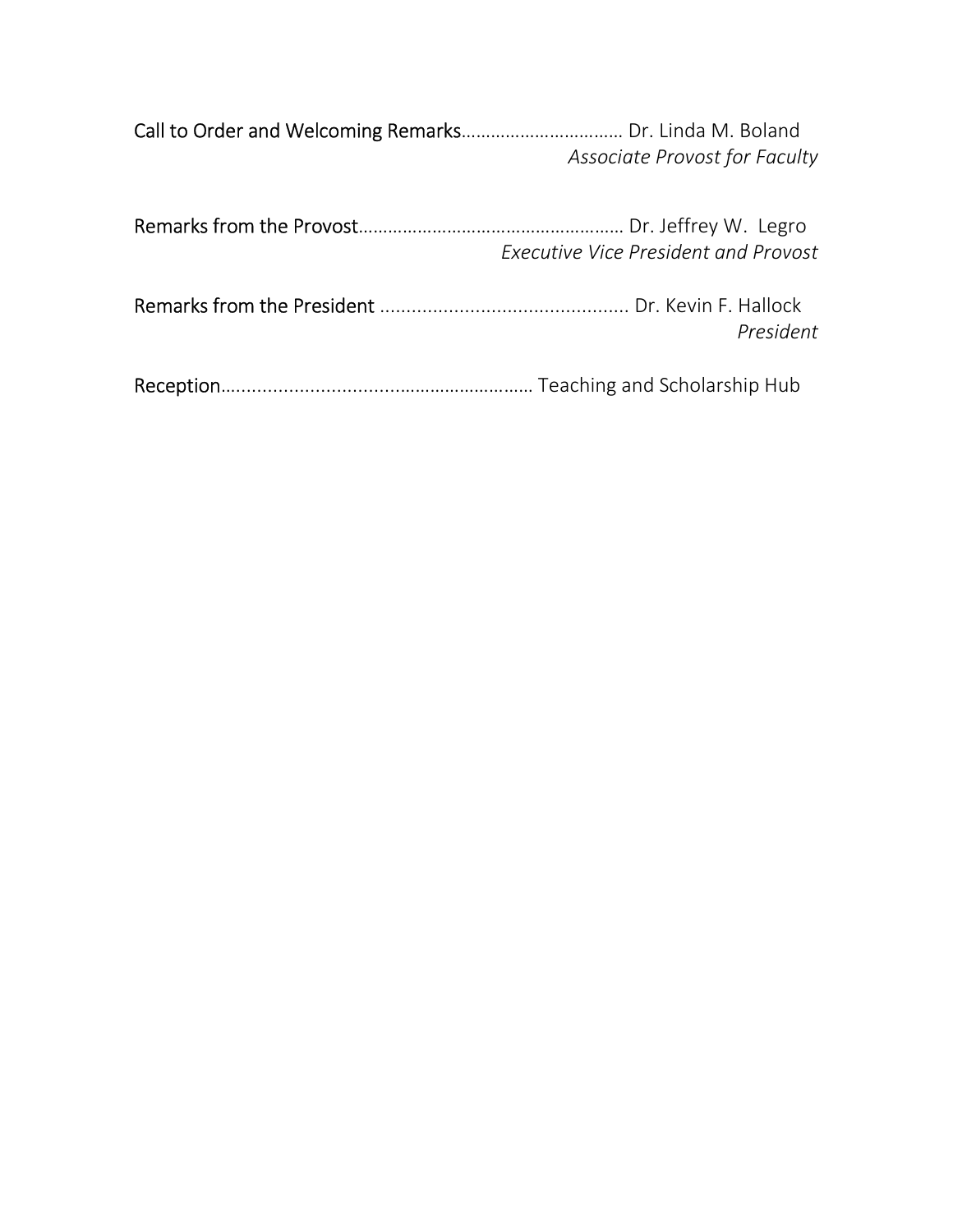Call to Order and Welcoming Remarks................................ Dr. Linda M. Boland
*Associate Provost for Faculty*

Remarks from the Provost..................................................... Dr. Jeffrey W. Legro
*Executive Vice President and Provost*

Remarks from the President ............................................... Dr. Kevin F. Hallock
*President*

Reception........................................................... Teaching and Scholarship Hub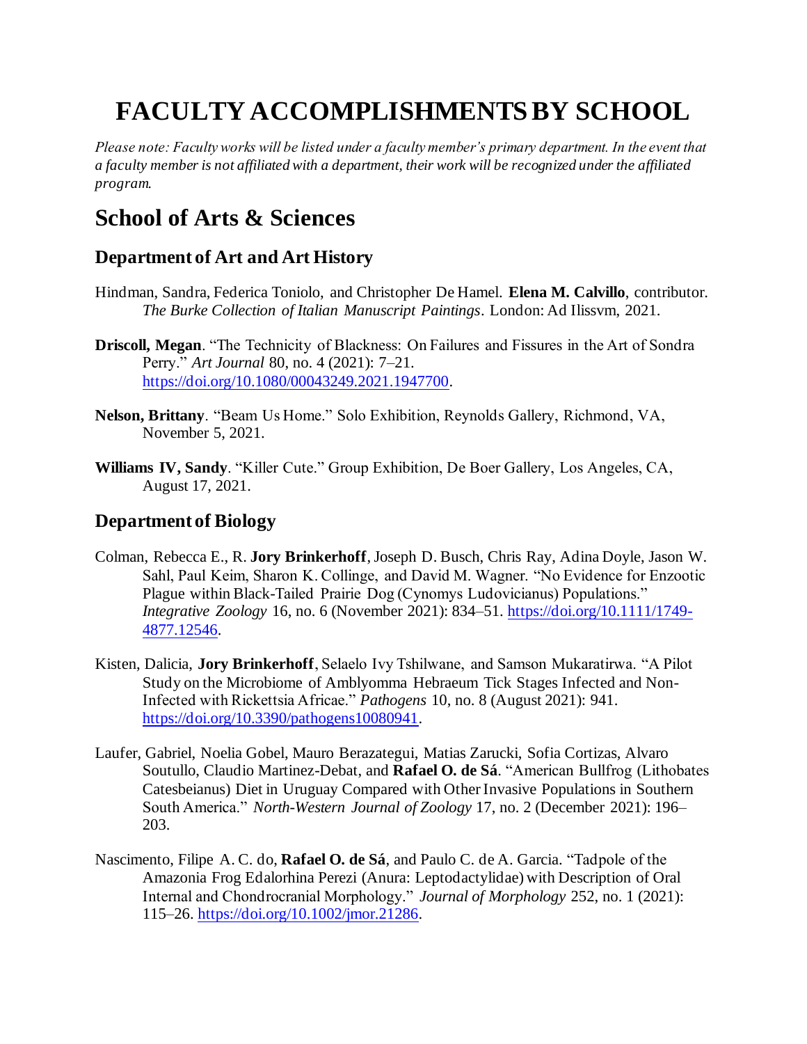# FACULTY ACCOMPLISHMENTS BY SCHOOL

*Please note: Faculty works will be listed under a faculty member's primary department. In the event that a faculty member is not affiliated with a department, their work will be recognized under the affiliated program.*

## School of Arts & Sciences

### Department of Art and Art History

Hindman, Sandra, Federica Toniolo, and Christopher De Hamel. **Elena M. Calvillo**, contributor. *The Burke Collection of Italian Manuscript Paintings*. London: Ad Ilissvm, 2021.

**Driscoll, Megan**. "The Technicity of Blackness: On Failures and Fissures in the Art of Sondra Perry." *Art Journal* 80, no. 4 (2021): 7–21. https://doi.org/10.1080/00043249.2021.1947700.

**Nelson, Brittany**. "Beam Us Home." Solo Exhibition, Reynolds Gallery, Richmond, VA, November 5, 2021.

**Williams IV, Sandy**. "Killer Cute." Group Exhibition, De Boer Gallery, Los Angeles, CA, August 17, 2021.

### Department of Biology

Colman, Rebecca E., R. **Jory Brinkerhoff**, Joseph D. Busch, Chris Ray, Adina Doyle, Jason W. Sahl, Paul Keim, Sharon K. Collinge, and David M. Wagner. "No Evidence for Enzootic Plague within Black-Tailed Prairie Dog (Cynomys Ludovicianus) Populations." *Integrative Zoology* 16, no. 6 (November 2021): 834–51. https://doi.org/10.1111/1749-4877.12546.

Kisten, Dalicia, **Jory Brinkerhoff**, Selaelo Ivy Tshilwane, and Samson Mukaratirwa. "A Pilot Study on the Microbiome of Amblyomma Hebraeum Tick Stages Infected and Non-Infected with Rickettsia Africae." *Pathogens* 10, no. 8 (August 2021): 941. https://doi.org/10.3390/pathogens10080941.

Laufer, Gabriel, Noelia Gobel, Mauro Berazategui, Matias Zarucki, Sofia Cortizas, Alvaro Soutullo, Claudio Martinez-Debat, and **Rafael O. de Sá**. "American Bullfrog (Lithobates Catesbeianus) Diet in Uruguay Compared with Other Invasive Populations in Southern South America." *North-Western Journal of Zoology* 17, no. 2 (December 2021): 196–203.

Nascimento, Filipe A. C. do, **Rafael O. de Sá**, and Paulo C. de A. Garcia. "Tadpole of the Amazonia Frog Edalorhina Perezi (Anura: Leptodactylidae) with Description of Oral Internal and Chondrocranial Morphology." *Journal of Morphology* 252, no. 1 (2021): 115–26. https://doi.org/10.1002/jmor.21286.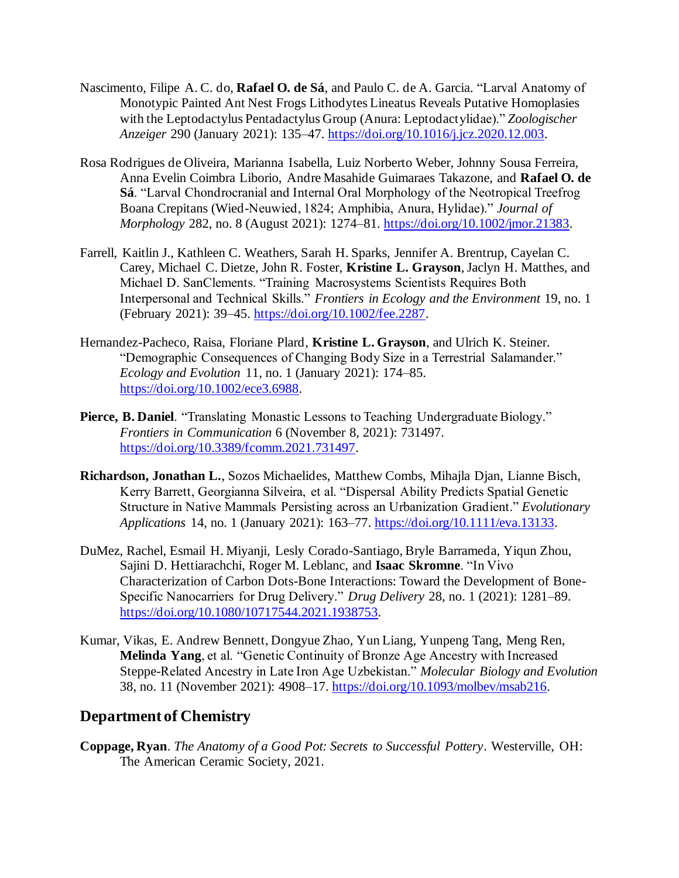Nascimento, Filipe A. C. do, **Rafael O. de Sá**, and Paulo C. de A. Garcia. "Larval Anatomy of Monotypic Painted Ant Nest Frogs Lithodytes Lineatus Reveals Putative Homoplasies with the Leptodactylus Pentadactylus Group (Anura: Leptodactylidae)." *Zoologischer Anzeiger* 290 (January 2021): 135–47. https://doi.org/10.1016/j.jcz.2020.12.003.

Rosa Rodrigues de Oliveira, Marianna Isabella, Luiz Norberto Weber, Johnny Sousa Ferreira, Anna Evelin Coimbra Liborio, Andre Masahide Guimaraes Takazone, and **Rafael O. de Sá**. "Larval Chondrocranial and Internal Oral Morphology of the Neotropical Treefrog Boana Crepitans (Wied-Neuwied, 1824; Amphibia, Anura, Hylidae)." *Journal of Morphology* 282, no. 8 (August 2021): 1274–81. https://doi.org/10.1002/jmor.21383.

Farrell, Kaitlin J., Kathleen C. Weathers, Sarah H. Sparks, Jennifer A. Brentrup, Cayelan C. Carey, Michael C. Dietze, John R. Foster, **Kristine L. Grayson**, Jaclyn H. Matthes, and Michael D. SanClements. "Training Macrosystems Scientists Requires Both Interpersonal and Technical Skills." *Frontiers in Ecology and the Environment* 19, no. 1 (February 2021): 39–45. https://doi.org/10.1002/fee.2287.

Hernandez-Pacheco, Raisa, Floriane Plard, **Kristine L. Grayson**, and Ulrich K. Steiner. "Demographic Consequences of Changing Body Size in a Terrestrial Salamander." *Ecology and Evolution* 11, no. 1 (January 2021): 174–85. https://doi.org/10.1002/ece3.6988.

**Pierce, B. Daniel**. "Translating Monastic Lessons to Teaching Undergraduate Biology." *Frontiers in Communication* 6 (November 8, 2021): 731497. https://doi.org/10.3389/fcomm.2021.731497.

**Richardson, Jonathan L.**, Sozos Michaelides, Matthew Combs, Mihajla Djan, Lianne Bisch, Kerry Barrett, Georgianna Silveira, et al. "Dispersal Ability Predicts Spatial Genetic Structure in Native Mammals Persisting across an Urbanization Gradient." *Evolutionary Applications* 14, no. 1 (January 2021): 163–77. https://doi.org/10.1111/eva.13133.

DuMez, Rachel, Esmail H. Miyanji, Lesly Corado-Santiago, Bryle Barrameda, Yiqun Zhou, Sajini D. Hettiarachchi, Roger M. Leblanc, and **Isaac Skromne**. "In Vivo Characterization of Carbon Dots-Bone Interactions: Toward the Development of Bone-Specific Nanocarriers for Drug Delivery." *Drug Delivery* 28, no. 1 (2021): 1281–89. https://doi.org/10.1080/10717544.2021.1938753.

Kumar, Vikas, E. Andrew Bennett, Dongyue Zhao, Yun Liang, Yunpeng Tang, Meng Ren, **Melinda Yang**, et al. "Genetic Continuity of Bronze Age Ancestry with Increased Steppe-Related Ancestry in Late Iron Age Uzbekistan." *Molecular Biology and Evolution* 38, no. 11 (November 2021): 4908–17. https://doi.org/10.1093/molbev/msab216.

## Department of Chemistry

**Coppage, Ryan**. *The Anatomy of a Good Pot: Secrets to Successful Pottery*. Westerville, OH: The American Ceramic Society, 2021.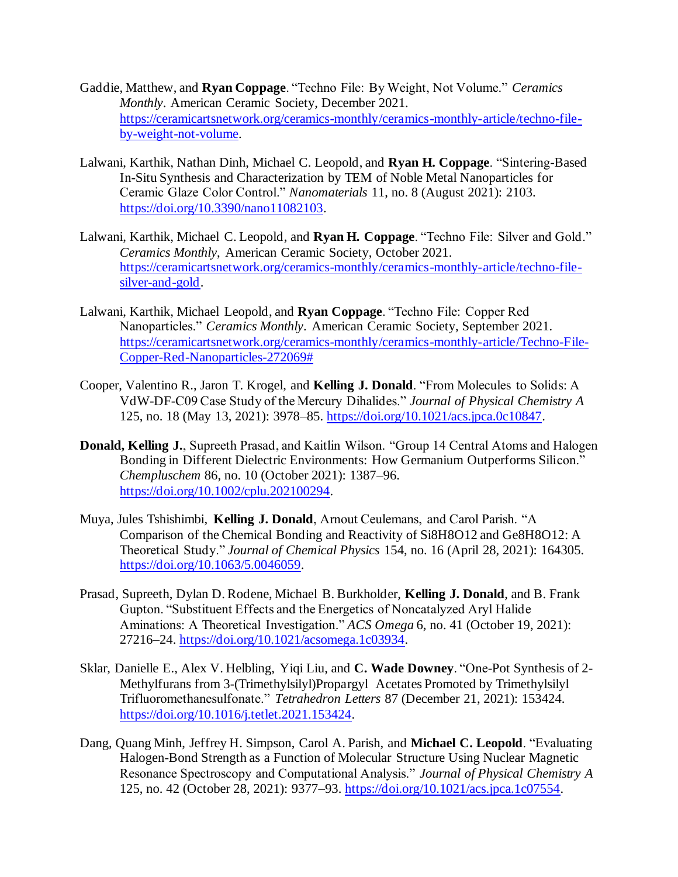Gaddie, Matthew, and **Ryan Coppage**. "Techno File: By Weight, Not Volume." *Ceramics Monthly*. American Ceramic Society, December 2021. https://ceramicartsnetwork.org/ceramics-monthly/ceramics-monthly-article/techno-file-by-weight-not-volume.

Lalwani, Karthik, Nathan Dinh, Michael C. Leopold, and **Ryan H. Coppage**. "Sintering-Based In-Situ Synthesis and Characterization by TEM of Noble Metal Nanoparticles for Ceramic Glaze Color Control." *Nanomaterials* 11, no. 8 (August 2021): 2103. https://doi.org/10.3390/nano11082103.

Lalwani, Karthik, Michael C. Leopold, and **Ryan H. Coppage**. "Techno File: Silver and Gold." *Ceramics Monthly*, American Ceramic Society, October 2021. https://ceramicartsnetwork.org/ceramics-monthly/ceramics-monthly-article/techno-file-silver-and-gold.

Lalwani, Karthik, Michael Leopold, and **Ryan Coppage**. "Techno File: Copper Red Nanoparticles." *Ceramics Monthly*. American Ceramic Society, September 2021. https://ceramicartsnetwork.org/ceramics-monthly/ceramics-monthly-article/Techno-File-Copper-Red-Nanoparticles-272069#

Cooper, Valentino R., Jaron T. Krogel, and **Kelling J. Donald**. "From Molecules to Solids: A VdW-DF-C09 Case Study of the Mercury Dihalides." *Journal of Physical Chemistry A* 125, no. 18 (May 13, 2021): 3978–85. https://doi.org/10.1021/acs.jpca.0c10847.

**Donald, Kelling J.**, Supreeth Prasad, and Kaitlin Wilson. "Group 14 Central Atoms and Halogen Bonding in Different Dielectric Environments: How Germanium Outperforms Silicon." *Chempluschem* 86, no. 10 (October 2021): 1387–96. https://doi.org/10.1002/cplu.202100294.

Muya, Jules Tshishimbi, **Kelling J. Donald**, Arnout Ceulemans, and Carol Parish. "A Comparison of the Chemical Bonding and Reactivity of Si8H8O12 and Ge8H8O12: A Theoretical Study." *Journal of Chemical Physics* 154, no. 16 (April 28, 2021): 164305. https://doi.org/10.1063/5.0046059.

Prasad, Supreeth, Dylan D. Rodene, Michael B. Burkholder, **Kelling J. Donald**, and B. Frank Gupton. "Substituent Effects and the Energetics of Noncatalyzed Aryl Halide Aminations: A Theoretical Investigation." *ACS Omega* 6, no. 41 (October 19, 2021): 27216–24. https://doi.org/10.1021/acsomega.1c03934.

Sklar, Danielle E., Alex V. Helbling, Yiqi Liu, and **C. Wade Downey**. "One-Pot Synthesis of 2-Methylfurans from 3-(Trimethylsilyl)Propargyl Acetates Promoted by Trimethylsilyl Trifluoromethanesulfonate." *Tetrahedron Letters* 87 (December 21, 2021): 153424. https://doi.org/10.1016/j.tetlet.2021.153424.

Dang, Quang Minh, Jeffrey H. Simpson, Carol A. Parish, and **Michael C. Leopold**. "Evaluating Halogen-Bond Strength as a Function of Molecular Structure Using Nuclear Magnetic Resonance Spectroscopy and Computational Analysis." *Journal of Physical Chemistry A* 125, no. 42 (October 28, 2021): 9377–93. https://doi.org/10.1021/acs.jpca.1c07554.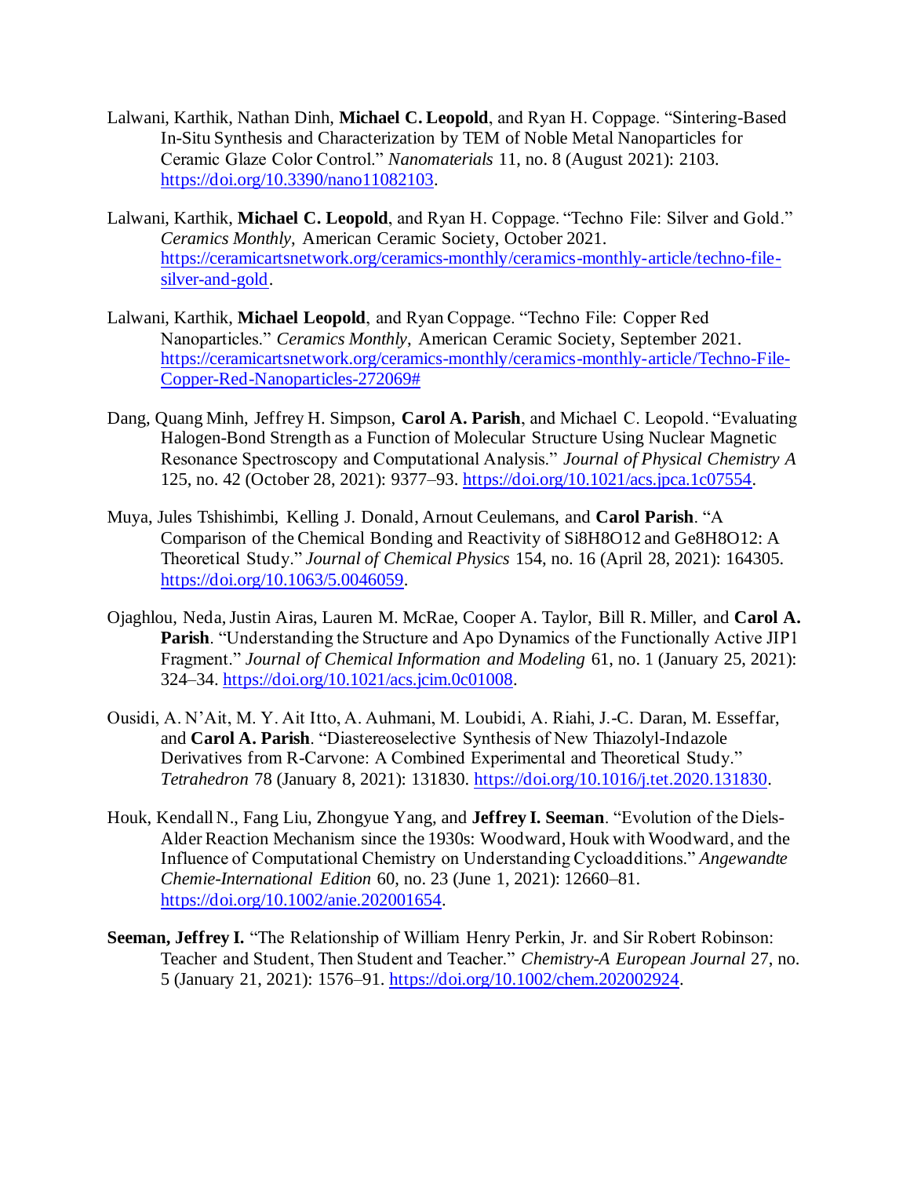Lalwani, Karthik, Nathan Dinh, **Michael C. Leopold**, and Ryan H. Coppage. "Sintering-Based In-Situ Synthesis and Characterization by TEM of Noble Metal Nanoparticles for Ceramic Glaze Color Control." *Nanomaterials* 11, no. 8 (August 2021): 2103. https://doi.org/10.3390/nano11082103.

Lalwani, Karthik, **Michael C. Leopold**, and Ryan H. Coppage. "Techno File: Silver and Gold." *Ceramics Monthly*, American Ceramic Society, October 2021. https://ceramicartsnetwork.org/ceramics-monthly/ceramics-monthly-article/techno-file-silver-and-gold.

Lalwani, Karthik, **Michael Leopold**, and Ryan Coppage. "Techno File: Copper Red Nanoparticles." *Ceramics Monthly*, American Ceramic Society, September 2021. https://ceramicartsnetwork.org/ceramics-monthly/ceramics-monthly-article/Techno-File-Copper-Red-Nanoparticles-272069#

Dang, Quang Minh, Jeffrey H. Simpson, **Carol A. Parish**, and Michael C. Leopold. "Evaluating Halogen-Bond Strength as a Function of Molecular Structure Using Nuclear Magnetic Resonance Spectroscopy and Computational Analysis." *Journal of Physical Chemistry A* 125, no. 42 (October 28, 2021): 9377–93. https://doi.org/10.1021/acs.jpca.1c07554.

Muya, Jules Tshishimbi, Kelling J. Donald, Arnout Ceulemans, and **Carol Parish**. "A Comparison of the Chemical Bonding and Reactivity of Si8H8O12 and Ge8H8O12: A Theoretical Study." *Journal of Chemical Physics* 154, no. 16 (April 28, 2021): 164305. https://doi.org/10.1063/5.0046059.

Ojaghlou, Neda, Justin Airas, Lauren M. McRae, Cooper A. Taylor, Bill R. Miller, and **Carol A. Parish**. "Understanding the Structure and Apo Dynamics of the Functionally Active JIP1 Fragment." *Journal of Chemical Information and Modeling* 61, no. 1 (January 25, 2021): 324–34. https://doi.org/10.1021/acs.jcim.0c01008.

Ousidi, A. N'Ait, M. Y. Ait Itto, A. Auhmani, M. Loubidi, A. Riahi, J.-C. Daran, M. Esseffar, and **Carol A. Parish**. "Diastereoselective Synthesis of New Thiazolyl-Indazole Derivatives from R-Carvone: A Combined Experimental and Theoretical Study." *Tetrahedron* 78 (January 8, 2021): 131830. https://doi.org/10.1016/j.tet.2020.131830.

Houk, Kendall N., Fang Liu, Zhongyue Yang, and **Jeffrey I. Seeman**. "Evolution of the Diels-Alder Reaction Mechanism since the 1930s: Woodward, Houk with Woodward, and the Influence of Computational Chemistry on Understanding Cycloadditions." *Angewandte Chemie-International Edition* 60, no. 23 (June 1, 2021): 12660–81. https://doi.org/10.1002/anie.202001654.

**Seeman, Jeffrey I.** "The Relationship of William Henry Perkin, Jr. and Sir Robert Robinson: Teacher and Student, Then Student and Teacher." *Chemistry-A European Journal* 27, no. 5 (January 21, 2021): 1576–91. https://doi.org/10.1002/chem.202002924.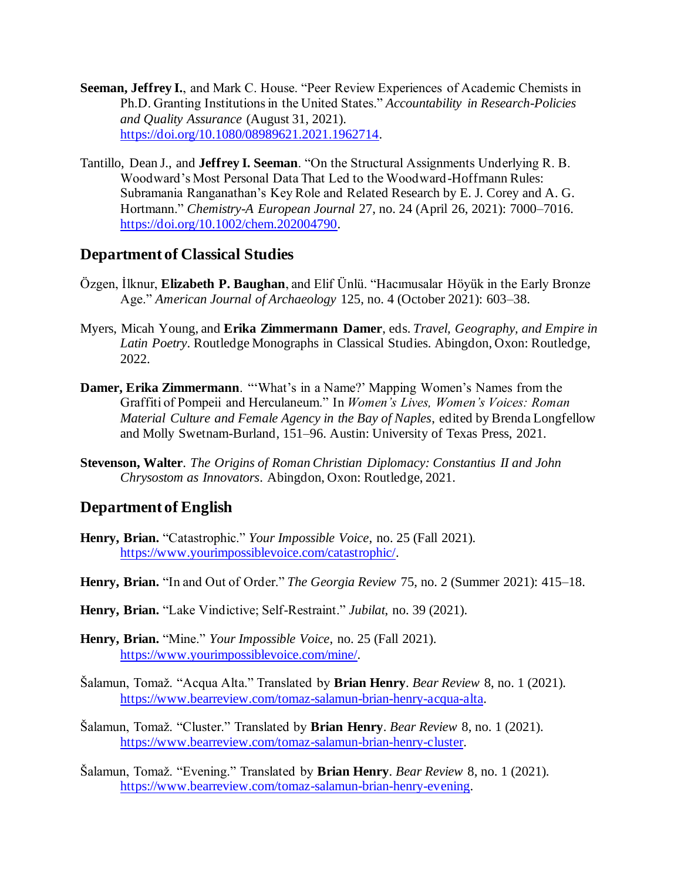**Seeman, Jeffrey I.**, and Mark C. House. "Peer Review Experiences of Academic Chemists in Ph.D. Granting Institutions in the United States." *Accountability in Research-Policies and Quality Assurance* (August 31, 2021). https://doi.org/10.1080/08989621.2021.1962714.

Tantillo, Dean J., and **Jeffrey I. Seeman**. "On the Structural Assignments Underlying R. B. Woodward's Most Personal Data That Led to the Woodward-Hoffmann Rules: Subramania Ranganathan's Key Role and Related Research by E. J. Corey and A. G. Hortmann." *Chemistry-A European Journal* 27, no. 24 (April 26, 2021): 7000–7016. https://doi.org/10.1002/chem.202004790.

## Department of Classical Studies

Özgen, İlknur, **Elizabeth P. Baughan**, and Elif Ünlü. "Hacımusalar Höyük in the Early Bronze Age." *American Journal of Archaeology* 125, no. 4 (October 2021): 603–38.

Myers, Micah Young, and **Erika Zimmermann Damer**, eds. *Travel, Geography, and Empire in Latin Poetry*. Routledge Monographs in Classical Studies. Abingdon, Oxon: Routledge, 2022.

**Damer, Erika Zimmermann**. "'What's in a Name?' Mapping Women's Names from the Graffiti of Pompeii and Herculaneum." In *Women's Lives, Women's Voices: Roman Material Culture and Female Agency in the Bay of Naples*, edited by Brenda Longfellow and Molly Swetnam-Burland, 151–96. Austin: University of Texas Press, 2021.

**Stevenson, Walter**. *The Origins of Roman Christian Diplomacy: Constantius II and John Chrysostom as Innovators*. Abingdon, Oxon: Routledge, 2021.

## Department of English

**Henry, Brian.** "Catastrophic." *Your Impossible Voice*, no. 25 (Fall 2021). https://www.yourimpossiblevoice.com/catastrophic/.

**Henry, Brian.** "In and Out of Order." *The Georgia Review* 75, no. 2 (Summer 2021): 415–18.

**Henry, Brian.** "Lake Vindictive; Self-Restraint." *Jubilat*, no. 39 (2021).

**Henry, Brian.** "Mine." *Your Impossible Voice*, no. 25 (Fall 2021). https://www.yourimpossiblevoice.com/mine/.

Šalamun, Tomaž. "Acqua Alta." Translated by **Brian Henry**. *Bear Review* 8, no. 1 (2021). https://www.bearreview.com/tomaz-salamun-brian-henry-acqua-alta.

Šalamun, Tomaž. "Cluster." Translated by **Brian Henry**. *Bear Review* 8, no. 1 (2021). https://www.bearreview.com/tomaz-salamun-brian-henry-cluster.

Šalamun, Tomaž. "Evening." Translated by **Brian Henry**. *Bear Review* 8, no. 1 (2021). https://www.bearreview.com/tomaz-salamun-brian-henry-evening.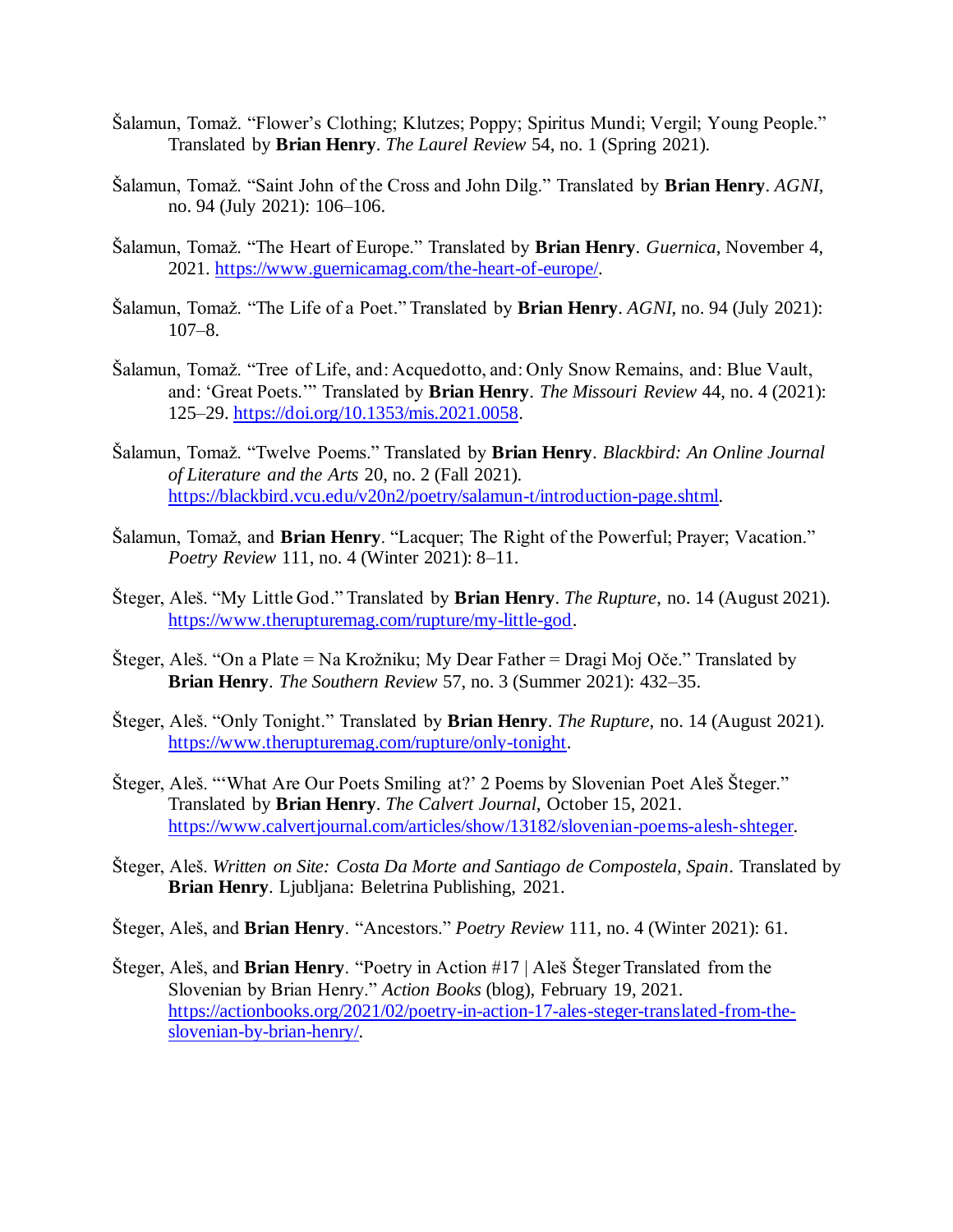Šalamun, Tomaž. "Flower's Clothing; Klutzes; Poppy; Spiritus Mundi; Vergil; Young People." Translated by **Brian Henry**. *The Laurel Review* 54, no. 1 (Spring 2021).

Šalamun, Tomaž. "Saint John of the Cross and John Dilg." Translated by **Brian Henry**. *AGNI*, no. 94 (July 2021): 106–106.

Šalamun, Tomaž. "The Heart of Europe." Translated by **Brian Henry**. *Guernica*, November 4, 2021. https://www.guernicamag.com/the-heart-of-europe/.

Šalamun, Tomaž. "The Life of a Poet." Translated by **Brian Henry**. *AGNI*, no. 94 (July 2021): 107–8.

Šalamun, Tomaž. "Tree of Life, and: Acquedotto, and: Only Snow Remains, and: Blue Vault, and: 'Great Poets.'" Translated by **Brian Henry**. *The Missouri Review* 44, no. 4 (2021): 125–29. https://doi.org/10.1353/mis.2021.0058.

Šalamun, Tomaž. "Twelve Poems." Translated by **Brian Henry**. *Blackbird: An Online Journal of Literature and the Arts* 20, no. 2 (Fall 2021). https://blackbird.vcu.edu/v20n2/poetry/salamun-t/introduction-page.shtml.

Šalamun, Tomaž, and **Brian Henry**. "Lacquer; The Right of the Powerful; Prayer; Vacation." *Poetry Review* 111, no. 4 (Winter 2021): 8–11.

Šteger, Aleš. "My Little God." Translated by **Brian Henry**. *The Rupture*, no. 14 (August 2021). https://www.therupturemag.com/rupture/my-little-god.

Šteger, Aleš. "On a Plate = Na Krožniku; My Dear Father = Dragi Moj Oče." Translated by **Brian Henry**. *The Southern Review* 57, no. 3 (Summer 2021): 432–35.

Šteger, Aleš. "Only Tonight." Translated by **Brian Henry**. *The Rupture*, no. 14 (August 2021). https://www.therupturemag.com/rupture/only-tonight.

Šteger, Aleš. "'What Are Our Poets Smiling at?' 2 Poems by Slovenian Poet Aleš Šteger." Translated by **Brian Henry**. *The Calvert Journal*, October 15, 2021. https://www.calvertjournal.com/articles/show/13182/slovenian-poems-alesh-shteger.

Šteger, Aleš. *Written on Site: Costa Da Morte and Santiago de Compostela, Spain*. Translated by **Brian Henry**. Ljubljana: Beletrina Publishing, 2021.

Šteger, Aleš, and **Brian Henry**. "Ancestors." *Poetry Review* 111, no. 4 (Winter 2021): 61.

Šteger, Aleš, and **Brian Henry**. "Poetry in Action #17 | Aleš Šteger Translated from the Slovenian by Brian Henry." *Action Books* (blog), February 19, 2021. https://actionbooks.org/2021/02/poetry-in-action-17-ales-steger-translated-from-the-slovenian-by-brian-henry/.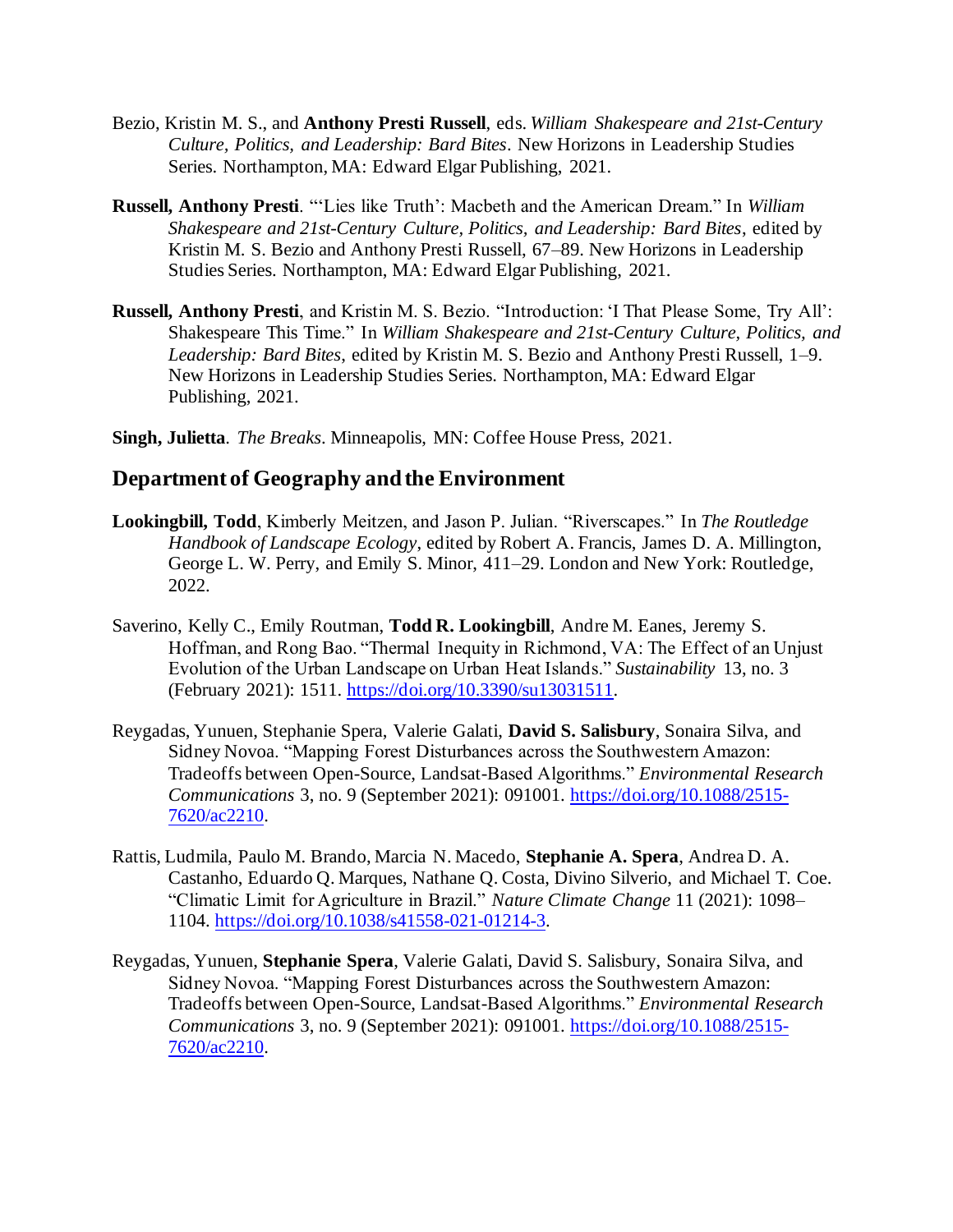Bezio, Kristin M. S., and **Anthony Presti Russell**, eds. *William Shakespeare and 21st-Century Culture, Politics, and Leadership: Bard Bites*. New Horizons in Leadership Studies Series. Northampton, MA: Edward Elgar Publishing, 2021.

**Russell, Anthony Presti**. "'Lies like Truth': Macbeth and the American Dream." In *William Shakespeare and 21st-Century Culture, Politics, and Leadership: Bard Bites*, edited by Kristin M. S. Bezio and Anthony Presti Russell, 67–89. New Horizons in Leadership Studies Series. Northampton, MA: Edward Elgar Publishing, 2021.

**Russell, Anthony Presti**, and Kristin M. S. Bezio. "Introduction: 'I That Please Some, Try All': Shakespeare This Time." In *William Shakespeare and 21st-Century Culture, Politics, and Leadership: Bard Bites*, edited by Kristin M. S. Bezio and Anthony Presti Russell, 1–9. New Horizons in Leadership Studies Series. Northampton, MA: Edward Elgar Publishing, 2021.

**Singh, Julietta**. *The Breaks*. Minneapolis, MN: Coffee House Press, 2021.

## Department of Geography and the Environment

**Lookingbill, Todd**, Kimberly Meitzen, and Jason P. Julian. "Riverscapes." In *The Routledge Handbook of Landscape Ecology*, edited by Robert A. Francis, James D. A. Millington, George L. W. Perry, and Emily S. Minor, 411–29. London and New York: Routledge, 2022.

Saverino, Kelly C., Emily Routman, **Todd R. Lookingbill**, Andre M. Eanes, Jeremy S. Hoffman, and Rong Bao. "Thermal Inequity in Richmond, VA: The Effect of an Unjust Evolution of the Urban Landscape on Urban Heat Islands." *Sustainability* 13, no. 3 (February 2021): 1511. https://doi.org/10.3390/su13031511.

Reygadas, Yunuen, Stephanie Spera, Valerie Galati, **David S. Salisbury**, Sonaira Silva, and Sidney Novoa. "Mapping Forest Disturbances across the Southwestern Amazon: Tradeoffs between Open-Source, Landsat-Based Algorithms." *Environmental Research Communications* 3, no. 9 (September 2021): 091001. https://doi.org/10.1088/2515-7620/ac2210.

Rattis, Ludmila, Paulo M. Brando, Marcia N. Macedo, **Stephanie A. Spera**, Andrea D. A. Castanho, Eduardo Q. Marques, Nathane Q. Costa, Divino Silverio, and Michael T. Coe. "Climatic Limit for Agriculture in Brazil." *Nature Climate Change* 11 (2021): 1098–1104. https://doi.org/10.1038/s41558-021-01214-3.

Reygadas, Yunuen, **Stephanie Spera**, Valerie Galati, David S. Salisbury, Sonaira Silva, and Sidney Novoa. "Mapping Forest Disturbances across the Southwestern Amazon: Tradeoffs between Open-Source, Landsat-Based Algorithms." *Environmental Research Communications* 3, no. 9 (September 2021): 091001. https://doi.org/10.1088/2515-7620/ac2210.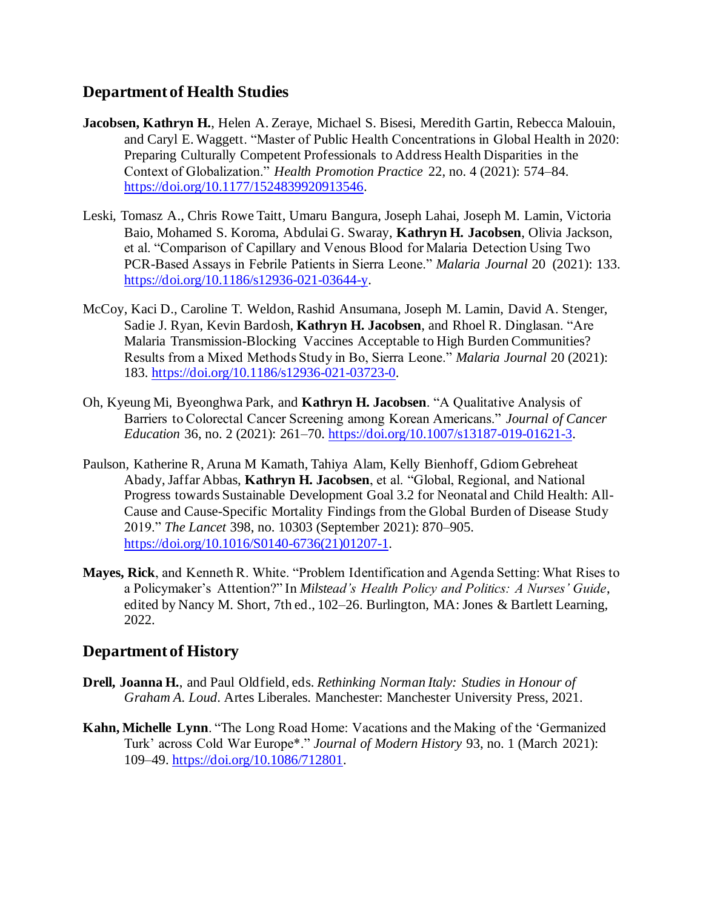## Department of Health Studies

**Jacobsen, Kathryn H.**, Helen A. Zeraye, Michael S. Bisesi, Meredith Gartin, Rebecca Malouin, and Caryl E. Waggett. "Master of Public Health Concentrations in Global Health in 2020: Preparing Culturally Competent Professionals to Address Health Disparities in the Context of Globalization." *Health Promotion Practice* 22, no. 4 (2021): 574–84. https://doi.org/10.1177/1524839920913546.

Leski, Tomasz A., Chris Rowe Taitt, Umaru Bangura, Joseph Lahai, Joseph M. Lamin, Victoria Baio, Mohamed S. Koroma, Abdulai G. Swaray, **Kathryn H. Jacobsen**, Olivia Jackson, et al. "Comparison of Capillary and Venous Blood for Malaria Detection Using Two PCR-Based Assays in Febrile Patients in Sierra Leone." *Malaria Journal* 20 (2021): 133. https://doi.org/10.1186/s12936-021-03644-y.

McCoy, Kaci D., Caroline T. Weldon, Rashid Ansumana, Joseph M. Lamin, David A. Stenger, Sadie J. Ryan, Kevin Bardosh, **Kathryn H. Jacobsen**, and Rhoel R. Dinglasan. "Are Malaria Transmission-Blocking Vaccines Acceptable to High Burden Communities? Results from a Mixed Methods Study in Bo, Sierra Leone." *Malaria Journal* 20 (2021): 183. https://doi.org/10.1186/s12936-021-03723-0.

Oh, Kyeung Mi, Byeonghwa Park, and **Kathryn H. Jacobsen**. "A Qualitative Analysis of Barriers to Colorectal Cancer Screening among Korean Americans." *Journal of Cancer Education* 36, no. 2 (2021): 261–70. https://doi.org/10.1007/s13187-019-01621-3.

Paulson, Katherine R, Aruna M Kamath, Tahiya Alam, Kelly Bienhoff, Gdiom Gebreheat Abady, Jaffar Abbas, **Kathryn H. Jacobsen**, et al. "Global, Regional, and National Progress towards Sustainable Development Goal 3.2 for Neonatal and Child Health: All-Cause and Cause-Specific Mortality Findings from the Global Burden of Disease Study 2019." *The Lancet* 398, no. 10303 (September 2021): 870–905. https://doi.org/10.1016/S0140-6736(21)01207-1.

**Mayes, Rick**, and Kenneth R. White. "Problem Identification and Agenda Setting: What Rises to a Policymaker's Attention?" In *Milstead's Health Policy and Politics: A Nurses' Guide*, edited by Nancy M. Short, 7th ed., 102–26. Burlington, MA: Jones & Bartlett Learning, 2022.

## Department of History

**Drell, Joanna H.**, and Paul Oldfield, eds. *Rethinking Norman Italy: Studies in Honour of Graham A. Loud*. Artes Liberales. Manchester: Manchester University Press, 2021.

**Kahn, Michelle Lynn**. "The Long Road Home: Vacations and the Making of the 'Germanized Turk' across Cold War Europe*." *Journal of Modern History* 93, no. 1 (March 2021): 109–49. https://doi.org/10.1086/712801.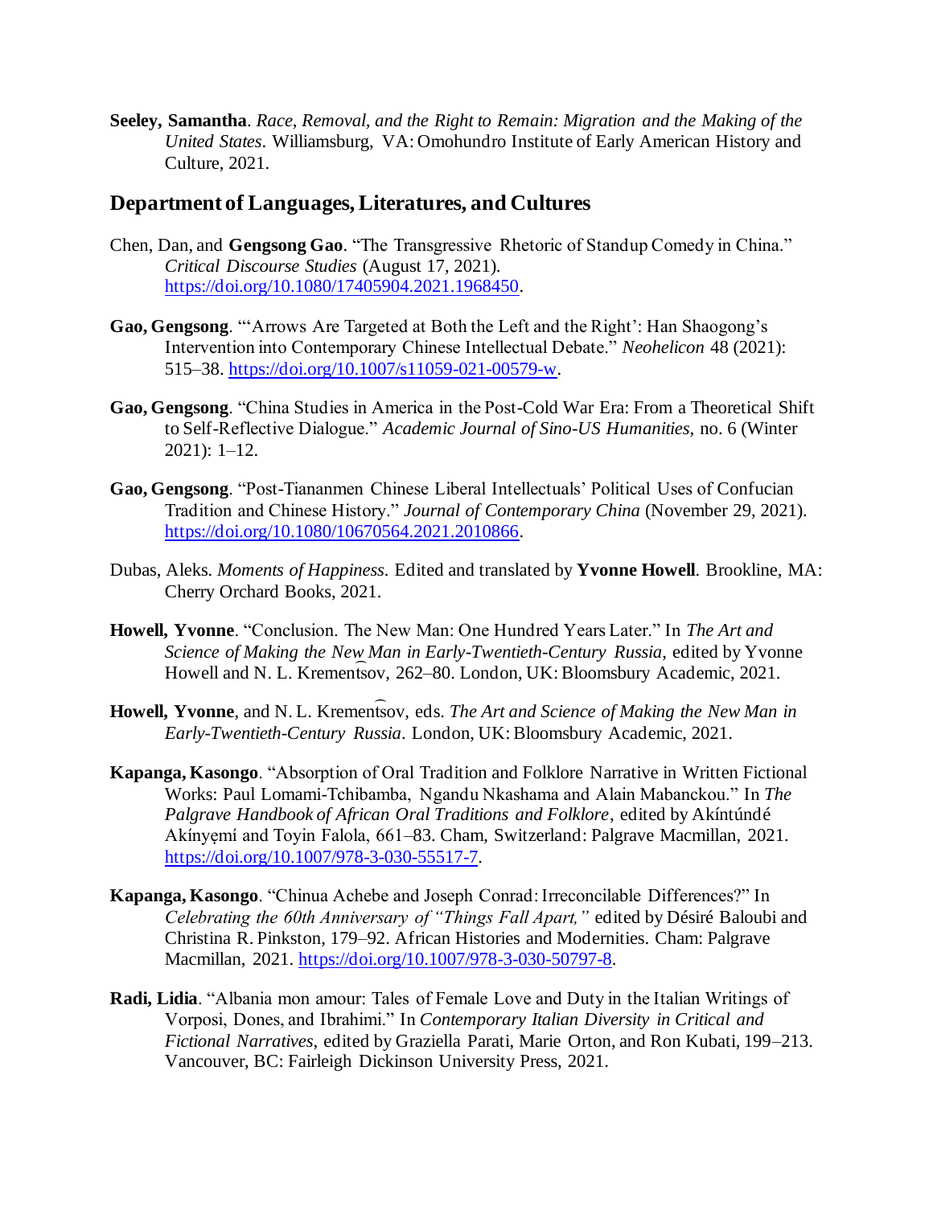**Seeley, Samantha**. *Race, Removal, and the Right to Remain: Migration and the Making of the United States*. Williamsburg, VA: Omohundro Institute of Early American History and Culture, 2021.

## Department of Languages, Literatures, and Cultures

Chen, Dan, and **Gengsong Gao**. "The Transgressive Rhetoric of Standup Comedy in China." *Critical Discourse Studies* (August 17, 2021). https://doi.org/10.1080/17405904.2021.1968450.

**Gao, Gengsong**. "'Arrows Are Targeted at Both the Left and the Right': Han Shaogong's Intervention into Contemporary Chinese Intellectual Debate." *Neohelicon* 48 (2021): 515–38. https://doi.org/10.1007/s11059-021-00579-w.

**Gao, Gengsong**. "China Studies in America in the Post-Cold War Era: From a Theoretical Shift to Self-Reflective Dialogue." *Academic Journal of Sino-US Humanities*, no. 6 (Winter 2021): 1–12.

**Gao, Gengsong**. "Post-Tiananmen Chinese Liberal Intellectuals' Political Uses of Confucian Tradition and Chinese History." *Journal of Contemporary China* (November 29, 2021). https://doi.org/10.1080/10670564.2021.2010866.

Dubas, Aleks. *Moments of Happiness*. Edited and translated by **Yvonne Howell**. Brookline, MA: Cherry Orchard Books, 2021.

**Howell, Yvonne**. "Conclusion. The New Man: One Hundred Years Later." In *The Art and Science of Making the New Man in Early-Twentieth-Century Russia*, edited by Yvonne Howell and N. L. Krement͡sov, 262–80. London, UK: Bloomsbury Academic, 2021.

**Howell, Yvonne**, and N. L. Krement͡sov, eds. *The Art and Science of Making the New Man in Early-Twentieth-Century Russia*. London, UK: Bloomsbury Academic, 2021.

**Kapanga, Kasongo**. "Absorption of Oral Tradition and Folklore Narrative in Written Fictional Works: Paul Lomami-Tchibamba, Ngandu Nkashama and Alain Mabanckou." In *The Palgrave Handbook of African Oral Traditions and Folklore*, edited by Akíntúndé Akínyẹmí and Toyin Falola, 661–83. Cham, Switzerland: Palgrave Macmillan, 2021. https://doi.org/10.1007/978-3-030-55517-7.

**Kapanga, Kasongo**. "Chinua Achebe and Joseph Conrad: Irreconcilable Differences?" In *Celebrating the 60th Anniversary of "Things Fall Apart,"* edited by Désiré Baloubi and Christina R. Pinkston, 179–92. African Histories and Modernities. Cham: Palgrave Macmillan, 2021. https://doi.org/10.1007/978-3-030-50797-8.

**Radi, Lidia**. "Albania mon amour: Tales of Female Love and Duty in the Italian Writings of Vorposi, Dones, and Ibrahimi." In *Contemporary Italian Diversity in Critical and Fictional Narratives*, edited by Graziella Parati, Marie Orton, and Ron Kubati, 199–213. Vancouver, BC: Fairleigh Dickinson University Press, 2021.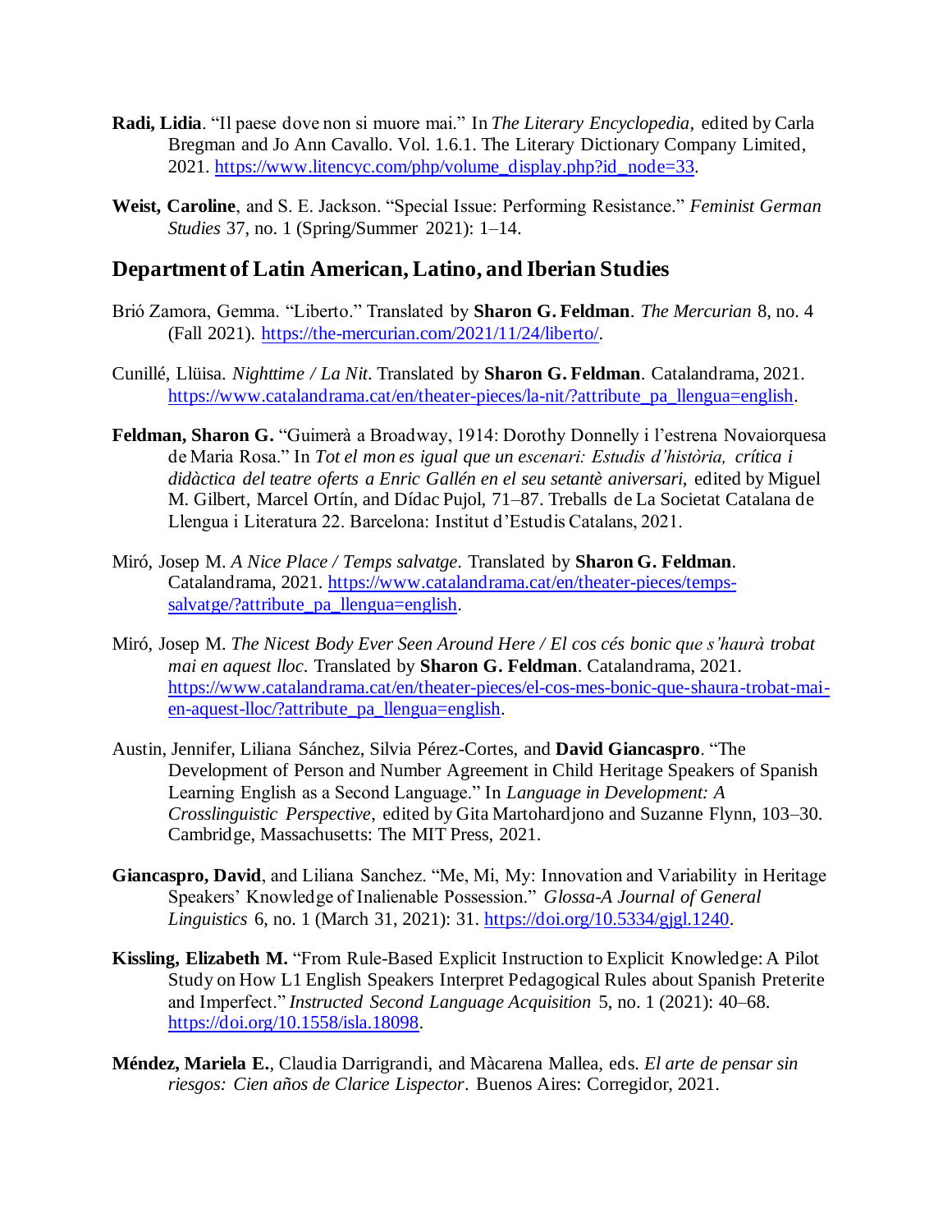**Radi, Lidia**. "Il paese dove non si muore mai." In *The Literary Encyclopedia*, edited by Carla Bregman and Jo Ann Cavallo. Vol. 1.6.1. The Literary Dictionary Company Limited, 2021. https://www.litencyc.com/php/volume_display.php?id_node=33.

**Weist, Caroline**, and S. E. Jackson. "Special Issue: Performing Resistance." *Feminist German Studies* 37, no. 1 (Spring/Summer 2021): 1–14.

## Department of Latin American, Latino, and Iberian Studies

Brió Zamora, Gemma. "Liberto." Translated by **Sharon G. Feldman**. *The Mercurian* 8, no. 4 (Fall 2021). https://the-mercurian.com/2021/11/24/liberto/.

Cunillé, Llüisa. *Nighttime / La Nit*. Translated by **Sharon G. Feldman**. Catalandrama, 2021. https://www.catalandrama.cat/en/theater-pieces/la-nit/?attribute_pa_llengua=english.

**Feldman, Sharon G.** "Guimerà a Broadway, 1914: Dorothy Donnelly i l'estrena Novaiorquesa de Maria Rosa." In *Tot el mon es igual que un escenari: Estudis d'història, crítica i didàctica del teatre oferts a Enric Gallén en el seu setantè aniversari*, edited by Miguel M. Gilbert, Marcel Ortín, and Dídac Pujol, 71–87. Treballs de La Societat Catalana de Llengua i Literatura 22. Barcelona: Institut d'Estudis Catalans, 2021.

Miró, Josep M. *A Nice Place / Temps salvatge*. Translated by **Sharon G. Feldman**. Catalandrama, 2021. https://www.catalandrama.cat/en/theater-pieces/temps-salvatge/?attribute_pa_llengua=english.

Miró, Josep M. *The Nicest Body Ever Seen Around Here / El cos cés bonic que s'haurà trobat mai en aquest lloc*. Translated by **Sharon G. Feldman**. Catalandrama, 2021. https://www.catalandrama.cat/en/theater-pieces/el-cos-mes-bonic-que-shaura-trobat-mai-en-aquest-lloc/?attribute_pa_llengua=english.

Austin, Jennifer, Liliana Sánchez, Silvia Pérez-Cortes, and **David Giancaspro**. "The Development of Person and Number Agreement in Child Heritage Speakers of Spanish Learning English as a Second Language." In *Language in Development: A Crosslinguistic Perspective*, edited by Gita Martohardjono and Suzanne Flynn, 103–30. Cambridge, Massachusetts: The MIT Press, 2021.

**Giancaspro, David**, and Liliana Sanchez. "Me, Mi, My: Innovation and Variability in Heritage Speakers' Knowledge of Inalienable Possession." *Glossa-A Journal of General Linguistics* 6, no. 1 (March 31, 2021): 31. https://doi.org/10.5334/gjgl.1240.

**Kissling, Elizabeth M.** "From Rule-Based Explicit Instruction to Explicit Knowledge: A Pilot Study on How L1 English Speakers Interpret Pedagogical Rules about Spanish Preterite and Imperfect." *Instructed Second Language Acquisition* 5, no. 1 (2021): 40–68. https://doi.org/10.1558/isla.18098.

**Méndez, Mariela E.**, Claudia Darrigrandi, and Màcarena Mallea, eds. *El arte de pensar sin riesgos: Cien años de Clarice Lispector*. Buenos Aires: Corregidor, 2021.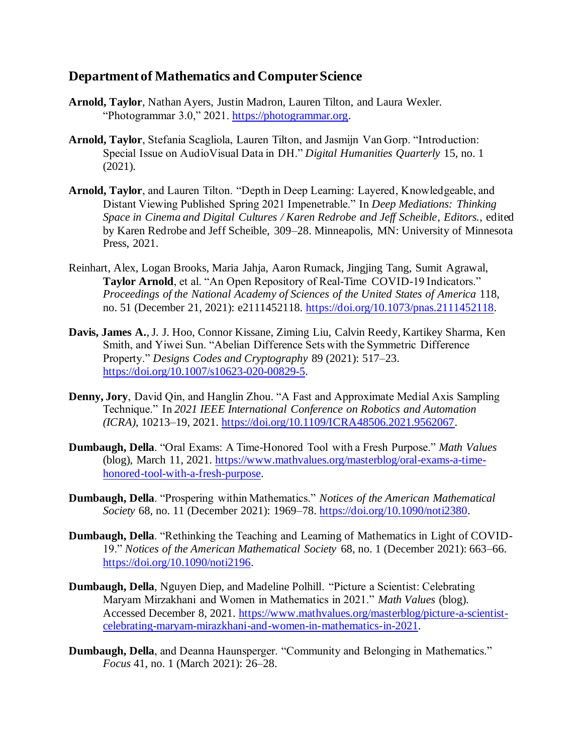## Department of Mathematics and Computer Science

**Arnold, Taylor**, Nathan Ayers, Justin Madron, Lauren Tilton, and Laura Wexler. "Photogrammar 3.0," 2021. https://photogrammar.org.

**Arnold, Taylor**, Stefania Scagliola, Lauren Tilton, and Jasmijn Van Gorp. "Introduction: Special Issue on AudioVisual Data in DH." *Digital Humanities Quarterly* 15, no. 1 (2021).

**Arnold, Taylor**, and Lauren Tilton. "Depth in Deep Learning: Layered, Knowledgeable, and Distant Viewing Published Spring 2021 Impenetrable." In *Deep Mediations: Thinking Space in Cinema and Digital Cultures / Karen Redrobe and Jeff Scheible, Editors.*, edited by Karen Redrobe and Jeff Scheible, 309–28. Minneapolis, MN: University of Minnesota Press, 2021.

Reinhart, Alex, Logan Brooks, Maria Jahja, Aaron Rumack, Jingjing Tang, Sumit Agrawal, **Taylor Arnold**, et al. "An Open Repository of Real-Time COVID-19 Indicators." *Proceedings of the National Academy of Sciences of the United States of America* 118, no. 51 (December 21, 2021): e2111452118. https://doi.org/10.1073/pnas.2111452118.

**Davis, James A.**, J. J. Hoo, Connor Kissane, Ziming Liu, Calvin Reedy, Kartikey Sharma, Ken Smith, and Yiwei Sun. "Abelian Difference Sets with the Symmetric Difference Property." *Designs Codes and Cryptography* 89 (2021): 517–23. https://doi.org/10.1007/s10623-020-00829-5.

**Denny, Jory**, David Qin, and Hanglin Zhou. "A Fast and Approximate Medial Axis Sampling Technique." In *2021 IEEE International Conference on Robotics and Automation (ICRA)*, 10213–19, 2021. https://doi.org/10.1109/ICRA48506.2021.9562067.

**Dumbaugh, Della**. "Oral Exams: A Time-Honored Tool with a Fresh Purpose." *Math Values* (blog), March 11, 2021. https://www.mathvalues.org/masterblog/oral-exams-a-time-honored-tool-with-a-fresh-purpose.

**Dumbaugh, Della**. "Prospering within Mathematics." *Notices of the American Mathematical Society* 68, no. 11 (December 2021): 1969–78. https://doi.org/10.1090/noti2380.

**Dumbaugh, Della**. "Rethinking the Teaching and Learning of Mathematics in Light of COVID-19." *Notices of the American Mathematical Society* 68, no. 1 (December 2021): 663–66. https://doi.org/10.1090/noti2196.

**Dumbaugh, Della**, Nguyen Diep, and Madeline Polhill. "Picture a Scientist: Celebrating Maryam Mirzakhani and Women in Mathematics in 2021." *Math Values* (blog). Accessed December 8, 2021. https://www.mathvalues.org/masterblog/picture-a-scientist-celebrating-maryam-mirazkhani-and-women-in-mathematics-in-2021.

**Dumbaugh, Della**, and Deanna Haunsperger. "Community and Belonging in Mathematics." *Focus* 41, no. 1 (March 2021): 26–28.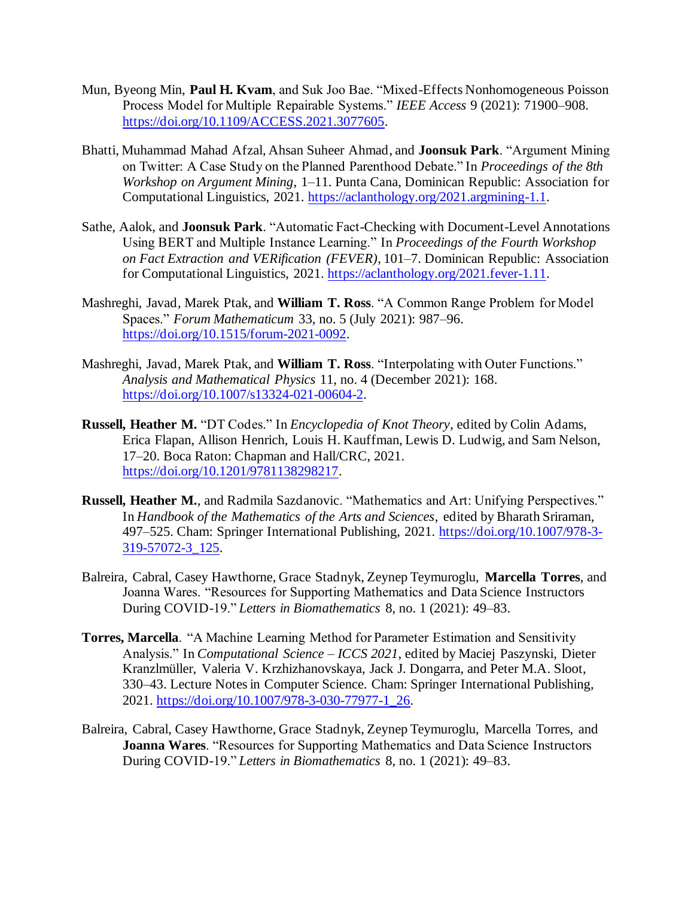Mun, Byeong Min, **Paul H. Kvam**, and Suk Joo Bae. "Mixed-Effects Nonhomogeneous Poisson Process Model for Multiple Repairable Systems." *IEEE Access* 9 (2021): 71900–908. https://doi.org/10.1109/ACCESS.2021.3077605.

Bhatti, Muhammad Mahad Afzal, Ahsan Suheer Ahmad, and **Joonsuk Park**. "Argument Mining on Twitter: A Case Study on the Planned Parenthood Debate." In *Proceedings of the 8th Workshop on Argument Mining*, 1–11. Punta Cana, Dominican Republic: Association for Computational Linguistics, 2021. https://aclanthology.org/2021.argmining-1.1.

Sathe, Aalok, and **Joonsuk Park**. "Automatic Fact-Checking with Document-Level Annotations Using BERT and Multiple Instance Learning." In *Proceedings of the Fourth Workshop on Fact Extraction and VERification (FEVER)*, 101–7. Dominican Republic: Association for Computational Linguistics, 2021. https://aclanthology.org/2021.fever-1.11.

Mashreghi, Javad, Marek Ptak, and **William T. Ross**. "A Common Range Problem for Model Spaces." *Forum Mathematicum* 33, no. 5 (July 2021): 987–96. https://doi.org/10.1515/forum-2021-0092.

Mashreghi, Javad, Marek Ptak, and **William T. Ross**. "Interpolating with Outer Functions." *Analysis and Mathematical Physics* 11, no. 4 (December 2021): 168. https://doi.org/10.1007/s13324-021-00604-2.

**Russell, Heather M.** "DT Codes." In *Encyclopedia of Knot Theory*, edited by Colin Adams, Erica Flapan, Allison Henrich, Louis H. Kauffman, Lewis D. Ludwig, and Sam Nelson, 17–20. Boca Raton: Chapman and Hall/CRC, 2021. https://doi.org/10.1201/9781138298217.

**Russell, Heather M.**, and Radmila Sazdanovic. "Mathematics and Art: Unifying Perspectives." In *Handbook of the Mathematics of the Arts and Sciences*, edited by Bharath Sriraman, 497–525. Cham: Springer International Publishing, 2021. https://doi.org/10.1007/978-3-319-57072-3_125.

Balreira, Cabral, Casey Hawthorne, Grace Stadnyk, Zeynep Teymuroglu, **Marcella Torres**, and Joanna Wares. "Resources for Supporting Mathematics and Data Science Instructors During COVID-19." *Letters in Biomathematics* 8, no. 1 (2021): 49–83.

**Torres, Marcella**. "A Machine Learning Method for Parameter Estimation and Sensitivity Analysis." In *Computational Science – ICCS 2021*, edited by Maciej Paszynski, Dieter Kranzlmüller, Valeria V. Krzhizhanovskaya, Jack J. Dongarra, and Peter M.A. Sloot, 330–43. Lecture Notes in Computer Science. Cham: Springer International Publishing, 2021. https://doi.org/10.1007/978-3-030-77977-1_26.

Balreira, Cabral, Casey Hawthorne, Grace Stadnyk, Zeynep Teymuroglu, Marcella Torres, and **Joanna Wares**. "Resources for Supporting Mathematics and Data Science Instructors During COVID-19." *Letters in Biomathematics* 8, no. 1 (2021): 49–83.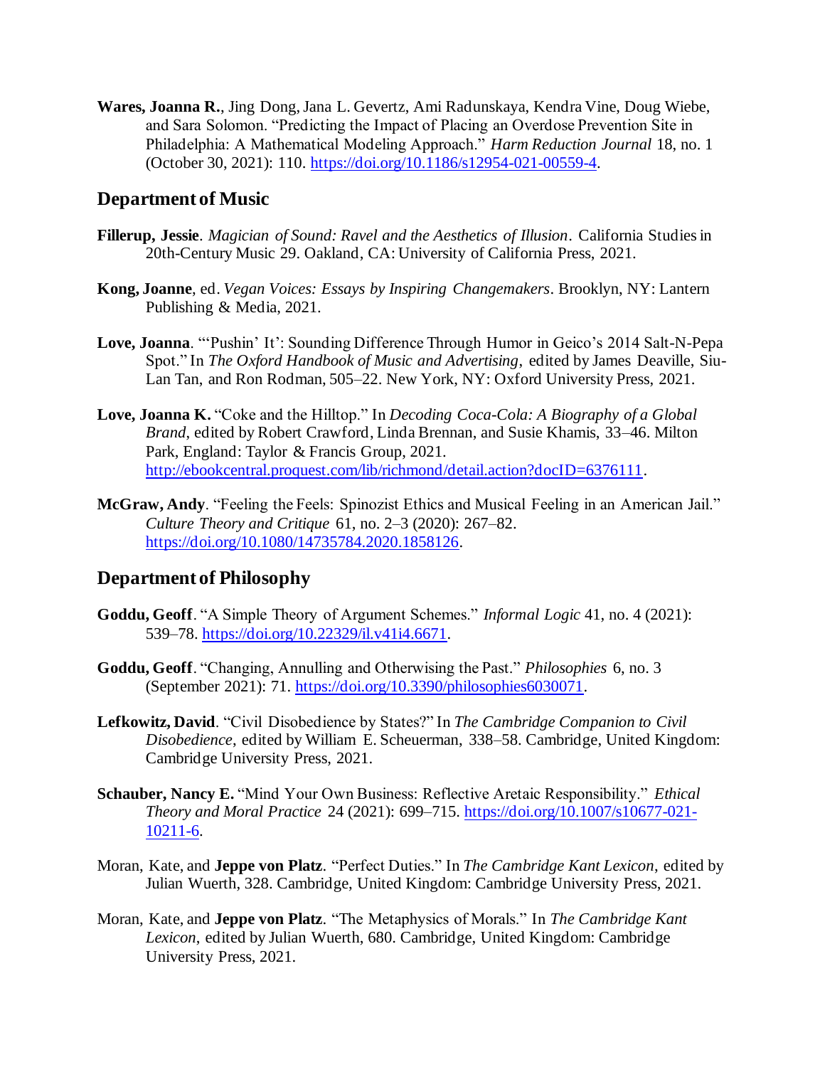**Wares, Joanna R.**, Jing Dong, Jana L. Gevertz, Ami Radunskaya, Kendra Vine, Doug Wiebe, and Sara Solomon. "Predicting the Impact of Placing an Overdose Prevention Site in Philadelphia: A Mathematical Modeling Approach." *Harm Reduction Journal* 18, no. 1 (October 30, 2021): 110. https://doi.org/10.1186/s12954-021-00559-4.

## Department of Music

**Fillerup, Jessie**. *Magician of Sound: Ravel and the Aesthetics of Illusion*. California Studies in 20th-Century Music 29. Oakland, CA: University of California Press, 2021.

**Kong, Joanne**, ed. *Vegan Voices: Essays by Inspiring Changemakers*. Brooklyn, NY: Lantern Publishing & Media, 2021.

**Love, Joanna**. "'Pushin' It': Sounding Difference Through Humor in Geico's 2014 Salt-N-Pepa Spot." In *The Oxford Handbook of Music and Advertising*, edited by James Deaville, Siu-Lan Tan, and Ron Rodman, 505–22. New York, NY: Oxford University Press, 2021.

**Love, Joanna K.** "Coke and the Hilltop." In *Decoding Coca-Cola: A Biography of a Global Brand*, edited by Robert Crawford, Linda Brennan, and Susie Khamis, 33–46. Milton Park, England: Taylor & Francis Group, 2021. http://ebookcentral.proquest.com/lib/richmond/detail.action?docID=6376111.

**McGraw, Andy**. "Feeling the Feels: Spinozist Ethics and Musical Feeling in an American Jail." *Culture Theory and Critique* 61, no. 2–3 (2020): 267–82. https://doi.org/10.1080/14735784.2020.1858126.

## Department of Philosophy

**Goddu, Geoff**. "A Simple Theory of Argument Schemes." *Informal Logic* 41, no. 4 (2021): 539–78. https://doi.org/10.22329/il.v41i4.6671.

**Goddu, Geoff**. "Changing, Annulling and Otherwising the Past." *Philosophies* 6, no. 3 (September 2021): 71. https://doi.org/10.3390/philosophies6030071.

**Lefkowitz, David**. "Civil Disobedience by States?" In *The Cambridge Companion to Civil Disobedience*, edited by William E. Scheuerman, 338–58. Cambridge, United Kingdom: Cambridge University Press, 2021.

**Schauber, Nancy E.** "Mind Your Own Business: Reflective Aretaic Responsibility." *Ethical Theory and Moral Practice* 24 (2021): 699–715. https://doi.org/10.1007/s10677-021-10211-6.

Moran, Kate, and **Jeppe von Platz**. "Perfect Duties." In *The Cambridge Kant Lexicon*, edited by Julian Wuerth, 328. Cambridge, United Kingdom: Cambridge University Press, 2021.

Moran, Kate, and **Jeppe von Platz**. "The Metaphysics of Morals." In *The Cambridge Kant Lexicon*, edited by Julian Wuerth, 680. Cambridge, United Kingdom: Cambridge University Press, 2021.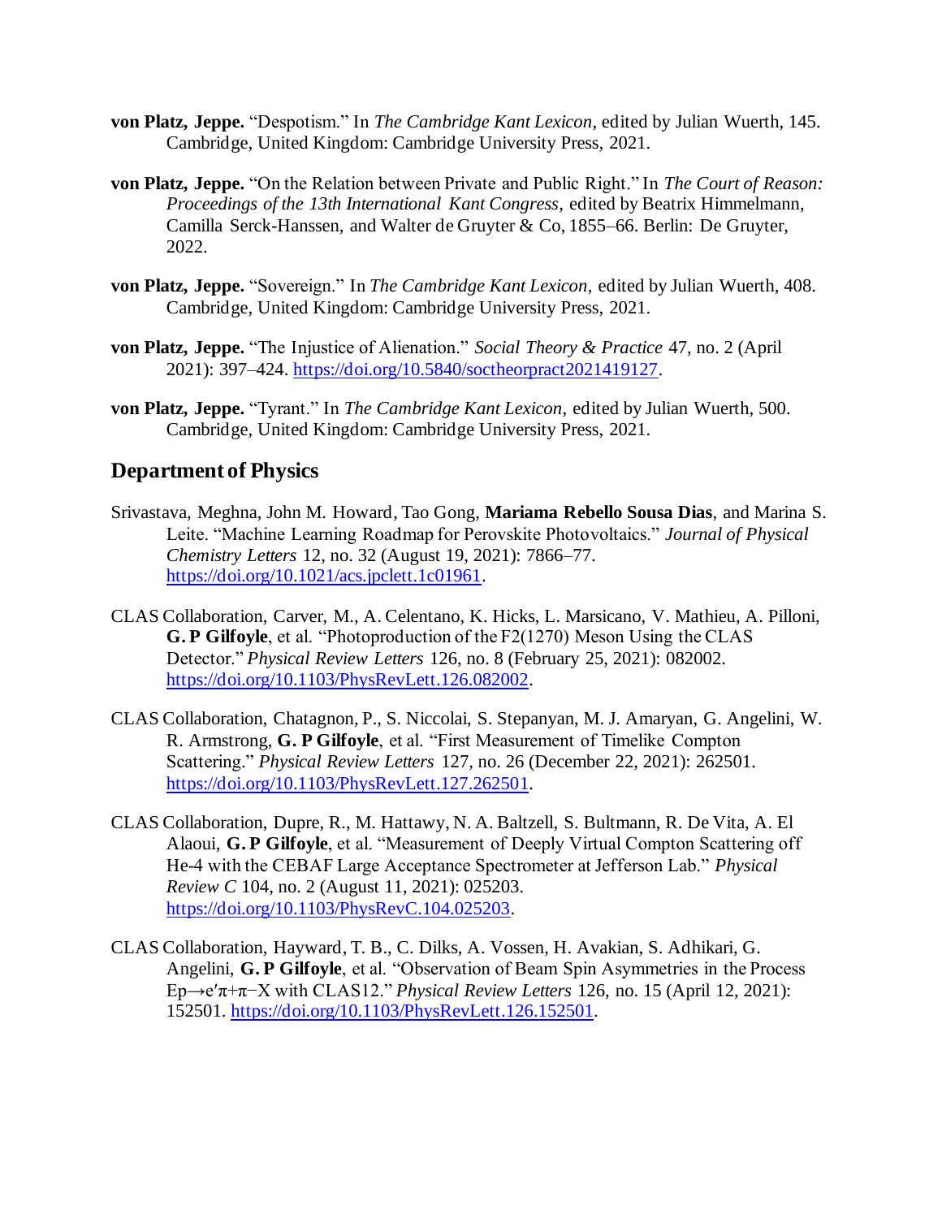**von Platz, Jeppe.** “Despotism.” In *The Cambridge Kant Lexicon*, edited by Julian Wuerth, 145. Cambridge, United Kingdom: Cambridge University Press, 2021.

**von Platz, Jeppe.** “On the Relation between Private and Public Right.” In *The Court of Reason: Proceedings of the 13th International Kant Congress*, edited by Beatrix Himmelmann, Camilla Serck-Hanssen, and Walter de Gruyter & Co, 1855–66. Berlin: De Gruyter, 2022.

**von Platz, Jeppe.** “Sovereign.” In *The Cambridge Kant Lexicon*, edited by Julian Wuerth, 408. Cambridge, United Kingdom: Cambridge University Press, 2021.

**von Platz, Jeppe.** “The Injustice of Alienation.” *Social Theory & Practice* 47, no. 2 (April 2021): 397–424. https://doi.org/10.5840/soctheorpract2021419127.

**von Platz, Jeppe.** “Tyrant.” In *The Cambridge Kant Lexicon*, edited by Julian Wuerth, 500. Cambridge, United Kingdom: Cambridge University Press, 2021.

## Department of Physics

Srivastava, Meghna, John M. Howard, Tao Gong, **Mariama Rebello Sousa Dias**, and Marina S. Leite. “Machine Learning Roadmap for Perovskite Photovoltaics.” *Journal of Physical Chemistry Letters* 12, no. 32 (August 19, 2021): 7866–77. https://doi.org/10.1021/acs.jpclett.1c01961.

CLAS Collaboration, Carver, M., A. Celentano, K. Hicks, L. Marsicano, V. Mathieu, A. Pilloni, **G. P Gilfoyle**, et al. “Photoproduction of the F2(1270) Meson Using the CLAS Detector.” *Physical Review Letters* 126, no. 8 (February 25, 2021): 082002. https://doi.org/10.1103/PhysRevLett.126.082002.

CLAS Collaboration, Chatagnon, P., S. Niccolai, S. Stepanyan, M. J. Amaryan, G. Angelini, W. R. Armstrong, **G. P Gilfoyle**, et al. “First Measurement of Timelike Compton Scattering.” *Physical Review Letters* 127, no. 26 (December 22, 2021): 262501. https://doi.org/10.1103/PhysRevLett.127.262501.

CLAS Collaboration, Dupre, R., M. Hattawy, N. A. Baltzell, S. Bultmann, R. De Vita, A. El Alaoui, **G. P Gilfoyle**, et al. “Measurement of Deeply Virtual Compton Scattering off He-4 with the CEBAF Large Acceptance Spectrometer at Jefferson Lab.” *Physical Review C* 104, no. 2 (August 11, 2021): 025203. https://doi.org/10.1103/PhysRevC.104.025203.

CLAS Collaboration, Hayward, T. B., C. Dilks, A. Vossen, H. Avakian, S. Adhikari, G. Angelini, **G. P Gilfoyle**, et al. “Observation of Beam Spin Asymmetries in the Process $Ep \rightarrow e'\pi^+\pi^-X$ with CLAS12.” *Physical Review Letters* 126, no. 15 (April 12, 2021): 152501. https://doi.org/10.1103/PhysRevLett.126.152501.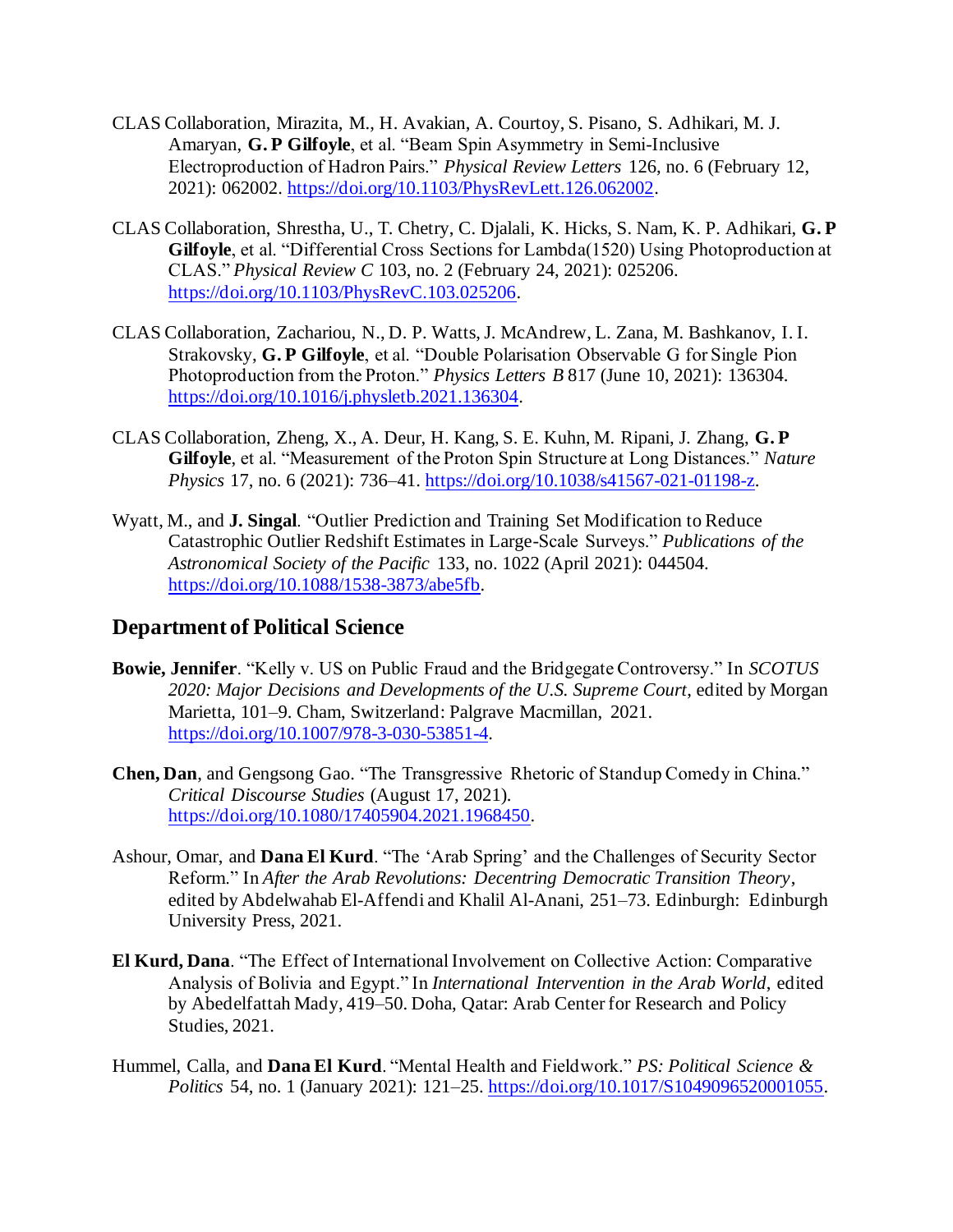CLAS Collaboration, Mirazita, M., H. Avakian, A. Courtoy, S. Pisano, S. Adhikari, M. J. Amaryan, **G. P Gilfoyle**, et al. "Beam Spin Asymmetry in Semi-Inclusive Electroproduction of Hadron Pairs." *Physical Review Letters* 126, no. 6 (February 12, 2021): 062002. https://doi.org/10.1103/PhysRevLett.126.062002.

CLAS Collaboration, Shrestha, U., T. Chetry, C. Djalali, K. Hicks, S. Nam, K. P. Adhikari, **G. P Gilfoyle**, et al. "Differential Cross Sections for Lambda(1520) Using Photoproduction at CLAS." *Physical Review C* 103, no. 2 (February 24, 2021): 025206. https://doi.org/10.1103/PhysRevC.103.025206.

CLAS Collaboration, Zachariou, N., D. P. Watts, J. McAndrew, L. Zana, M. Bashkanov, I. I. Strakovsky, **G. P Gilfoyle**, et al. "Double Polarisation Observable G for Single Pion Photoproduction from the Proton." *Physics Letters B* 817 (June 10, 2021): 136304. https://doi.org/10.1016/j.physletb.2021.136304.

CLAS Collaboration, Zheng, X., A. Deur, H. Kang, S. E. Kuhn, M. Ripani, J. Zhang, **G. P Gilfoyle**, et al. "Measurement of the Proton Spin Structure at Long Distances." *Nature Physics* 17, no. 6 (2021): 736–41. https://doi.org/10.1038/s41567-021-01198-z.

Wyatt, M., and **J. Singal**. "Outlier Prediction and Training Set Modification to Reduce Catastrophic Outlier Redshift Estimates in Large-Scale Surveys." *Publications of the Astronomical Society of the Pacific* 133, no. 1022 (April 2021): 044504. https://doi.org/10.1088/1538-3873/abe5fb.

## Department of Political Science

**Bowie, Jennifer**. "Kelly v. US on Public Fraud and the Bridgegate Controversy." In *SCOTUS 2020: Major Decisions and Developments of the U.S. Supreme Court*, edited by Morgan Marietta, 101–9. Cham, Switzerland: Palgrave Macmillan, 2021. https://doi.org/10.1007/978-3-030-53851-4.

**Chen, Dan**, and Gengsong Gao. "The Transgressive Rhetoric of Standup Comedy in China." *Critical Discourse Studies* (August 17, 2021). https://doi.org/10.1080/17405904.2021.1968450.

Ashour, Omar, and **Dana El Kurd**. "The 'Arab Spring' and the Challenges of Security Sector Reform." In *After the Arab Revolutions: Decentring Democratic Transition Theory*, edited by Abdelwahab El-Affendi and Khalil Al-Anani, 251–73. Edinburgh: Edinburgh University Press, 2021.

**El Kurd, Dana**. "The Effect of International Involvement on Collective Action: Comparative Analysis of Bolivia and Egypt." In *International Intervention in the Arab World*, edited by Abedelfattah Mady, 419–50. Doha, Qatar: Arab Center for Research and Policy Studies, 2021.

Hummel, Calla, and **Dana El Kurd**. "Mental Health and Fieldwork." *PS: Political Science & Politics* 54, no. 1 (January 2021): 121–25. https://doi.org/10.1017/S1049096520001055.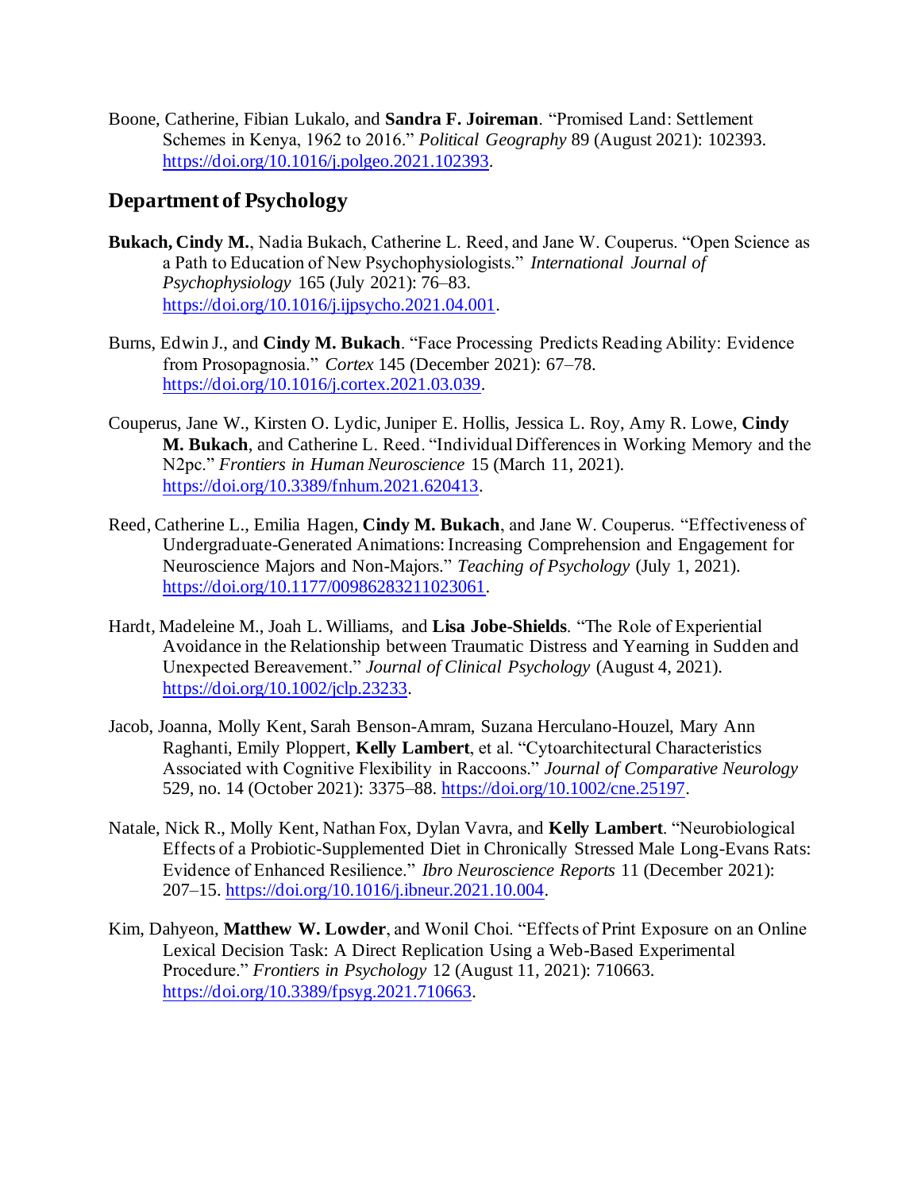Boone, Catherine, Fibian Lukalo, and **Sandra F. Joireman**. "Promised Land: Settlement Schemes in Kenya, 1962 to 2016." *Political Geography* 89 (August 2021): 102393. https://doi.org/10.1016/j.polgeo.2021.102393.

## Department of Psychology

**Bukach, Cindy M.**, Nadia Bukach, Catherine L. Reed, and Jane W. Couperus. "Open Science as a Path to Education of New Psychophysiologists." *International Journal of Psychophysiology* 165 (July 2021): 76–83. https://doi.org/10.1016/j.ijpsycho.2021.04.001.

Burns, Edwin J., and **Cindy M. Bukach**. "Face Processing Predicts Reading Ability: Evidence from Prosopagnosia." *Cortex* 145 (December 2021): 67–78. https://doi.org/10.1016/j.cortex.2021.03.039.

Couperus, Jane W., Kirsten O. Lydic, Juniper E. Hollis, Jessica L. Roy, Amy R. Lowe, **Cindy M. Bukach**, and Catherine L. Reed. "Individual Differences in Working Memory and the N2pc." *Frontiers in Human Neuroscience* 15 (March 11, 2021). https://doi.org/10.3389/fnhum.2021.620413.

Reed, Catherine L., Emilia Hagen, **Cindy M. Bukach**, and Jane W. Couperus. "Effectiveness of Undergraduate-Generated Animations: Increasing Comprehension and Engagement for Neuroscience Majors and Non-Majors." *Teaching of Psychology* (July 1, 2021). https://doi.org/10.1177/00986283211023061.

Hardt, Madeleine M., Joah L. Williams, and **Lisa Jobe-Shields**. "The Role of Experiential Avoidance in the Relationship between Traumatic Distress and Yearning in Sudden and Unexpected Bereavement." *Journal of Clinical Psychology* (August 4, 2021). https://doi.org/10.1002/jclp.23233.

Jacob, Joanna, Molly Kent, Sarah Benson-Amram, Suzana Herculano-Houzel, Mary Ann Raghanti, Emily Ploppert, **Kelly Lambert**, et al. "Cytoarchitectural Characteristics Associated with Cognitive Flexibility in Raccoons." *Journal of Comparative Neurology* 529, no. 14 (October 2021): 3375–88. https://doi.org/10.1002/cne.25197.

Natale, Nick R., Molly Kent, Nathan Fox, Dylan Vavra, and **Kelly Lambert**. "Neurobiological Effects of a Probiotic-Supplemented Diet in Chronically Stressed Male Long-Evans Rats: Evidence of Enhanced Resilience." *Ibro Neuroscience Reports* 11 (December 2021): 207–15. https://doi.org/10.1016/j.ibneur.2021.10.004.

Kim, Dahyeon, **Matthew W. Lowder**, and Wonil Choi. "Effects of Print Exposure on an Online Lexical Decision Task: A Direct Replication Using a Web-Based Experimental Procedure." *Frontiers in Psychology* 12 (August 11, 2021): 710663. https://doi.org/10.3389/fpsyg.2021.710663.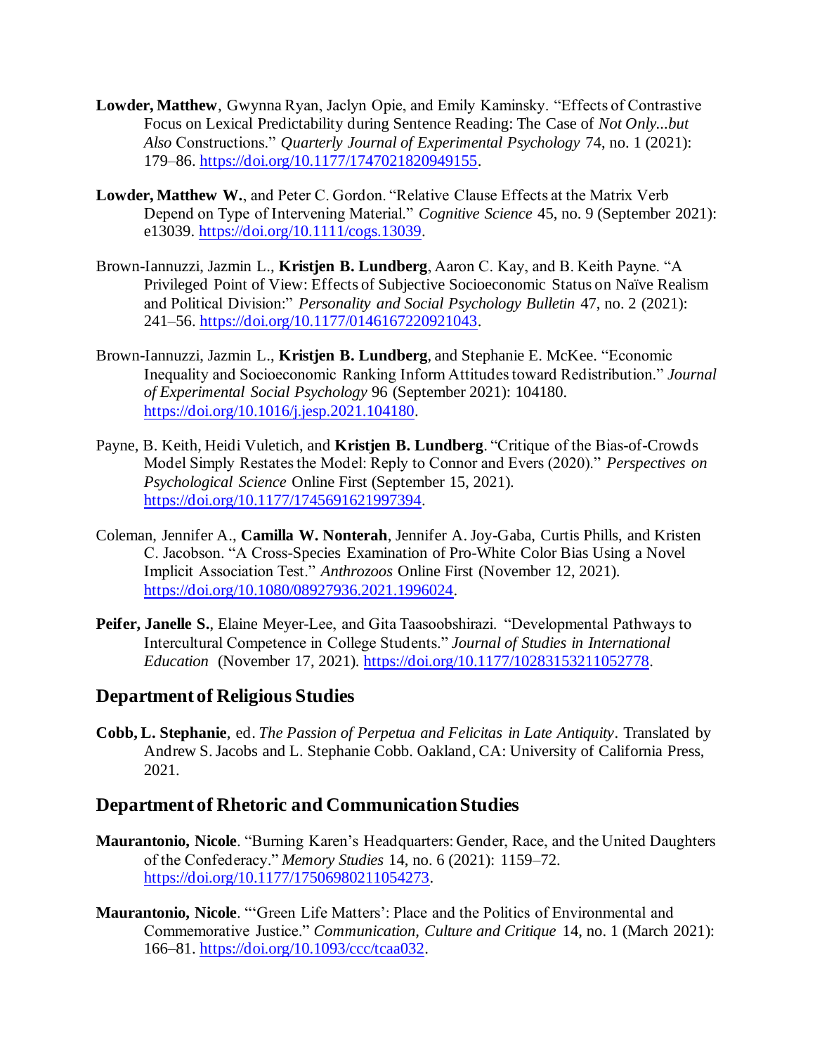**Lowder, Matthew**, Gwynna Ryan, Jaclyn Opie, and Emily Kaminsky. "Effects of Contrastive Focus on Lexical Predictability during Sentence Reading: The Case of *Not Only...but Also* Constructions." *Quarterly Journal of Experimental Psychology* 74, no. 1 (2021): 179–86. https://doi.org/10.1177/1747021820949155.

**Lowder, Matthew W.**, and Peter C. Gordon. "Relative Clause Effects at the Matrix Verb Depend on Type of Intervening Material." *Cognitive Science* 45, no. 9 (September 2021): e13039. https://doi.org/10.1111/cogs.13039.

Brown-Iannuzzi, Jazmin L., **Kristjen B. Lundberg**, Aaron C. Kay, and B. Keith Payne. "A Privileged Point of View: Effects of Subjective Socioeconomic Status on Naïve Realism and Political Division:" *Personality and Social Psychology Bulletin* 47, no. 2 (2021): 241–56. https://doi.org/10.1177/0146167220921043.

Brown-Iannuzzi, Jazmin L., **Kristjen B. Lundberg**, and Stephanie E. McKee. "Economic Inequality and Socioeconomic Ranking Inform Attitudes toward Redistribution." *Journal of Experimental Social Psychology* 96 (September 2021): 104180. https://doi.org/10.1016/j.jesp.2021.104180.

Payne, B. Keith, Heidi Vuletich, and **Kristjen B. Lundberg**. "Critique of the Bias-of-Crowds Model Simply Restates the Model: Reply to Connor and Evers (2020)." *Perspectives on Psychological Science* Online First (September 15, 2021). https://doi.org/10.1177/1745691621997394.

Coleman, Jennifer A., **Camilla W. Nonterah**, Jennifer A. Joy-Gaba, Curtis Phills, and Kristen C. Jacobson. "A Cross-Species Examination of Pro-White Color Bias Using a Novel Implicit Association Test." *Anthrozoos* Online First (November 12, 2021). https://doi.org/10.1080/08927936.2021.1996024.

**Peifer, Janelle S.**, Elaine Meyer-Lee, and Gita Taasoobshirazi. "Developmental Pathways to Intercultural Competence in College Students." *Journal of Studies in International Education* (November 17, 2021). https://doi.org/10.1177/10283153211052778.

## Department of Religious Studies

**Cobb, L. Stephanie**, ed. *The Passion of Perpetua and Felicitas in Late Antiquity*. Translated by Andrew S. Jacobs and L. Stephanie Cobb. Oakland, CA: University of California Press, 2021.

## Department of Rhetoric and Communication Studies

**Maurantonio, Nicole**. "Burning Karen's Headquarters: Gender, Race, and the United Daughters of the Confederacy." *Memory Studies* 14, no. 6 (2021): 1159–72. https://doi.org/10.1177/17506980211054273.

**Maurantonio, Nicole**. "'Green Life Matters': Place and the Politics of Environmental and Commemorative Justice." *Communication, Culture and Critique* 14, no. 1 (March 2021): 166–81. https://doi.org/10.1093/ccc/tcaa032.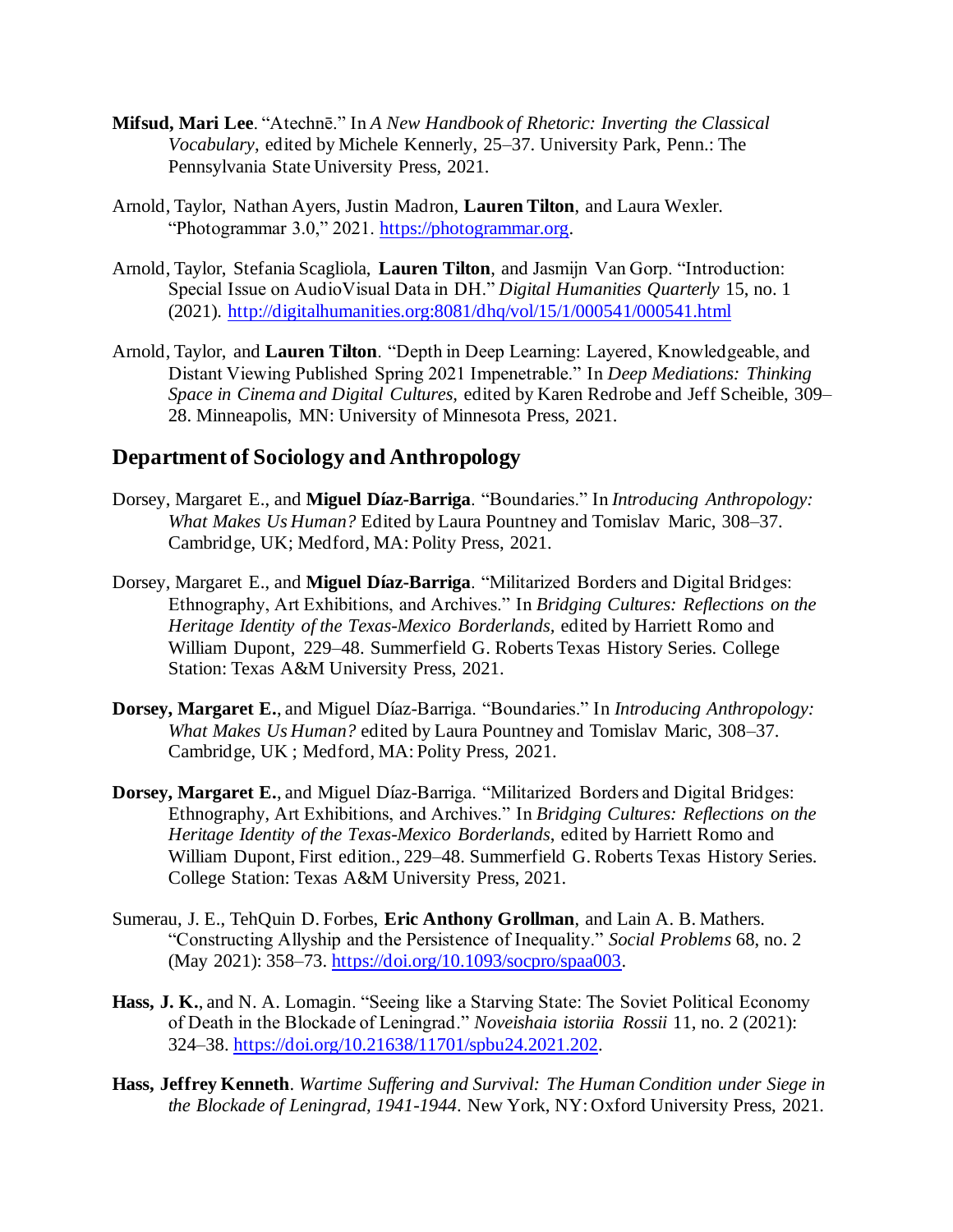**Mifsud, Mari Lee**. “Atechnē.” In *A New Handbook of Rhetoric: Inverting the Classical Vocabulary*, edited by Michele Kennerly, 25–37. University Park, Penn.: The Pennsylvania State University Press, 2021.

Arnold, Taylor, Nathan Ayers, Justin Madron, **Lauren Tilton**, and Laura Wexler. “Photogrammar 3.0,” 2021. https://photogrammar.org.

Arnold, Taylor, Stefania Scagliola, **Lauren Tilton**, and Jasmijn Van Gorp. “Introduction: Special Issue on AudioVisual Data in DH.” *Digital Humanities Quarterly* 15, no. 1 (2021). http://digitalhumanities.org:8081/dhq/vol/15/1/000541/000541.html

Arnold, Taylor, and **Lauren Tilton**. “Depth in Deep Learning: Layered, Knowledgeable, and Distant Viewing Published Spring 2021 Impenetrable.” In *Deep Mediations: Thinking Space in Cinema and Digital Cultures,* edited by Karen Redrobe and Jeff Scheible, 309–28. Minneapolis, MN: University of Minnesota Press, 2021.

## Department of Sociology and Anthropology

Dorsey, Margaret E., and **Miguel Díaz-Barriga**. “Boundaries.” In *Introducing Anthropology: What Makes Us Human?* Edited by Laura Pountney and Tomislav Maric, 308–37. Cambridge, UK; Medford, MA: Polity Press, 2021.

Dorsey, Margaret E., and **Miguel Díaz-Barriga**. “Militarized Borders and Digital Bridges: Ethnography, Art Exhibitions, and Archives.” In *Bridging Cultures: Reflections on the Heritage Identity of the Texas-Mexico Borderlands,* edited by Harriett Romo and William Dupont, 229–48. Summerfield G. Roberts Texas History Series. College Station: Texas A&M University Press, 2021.

**Dorsey, Margaret E.**, and Miguel Díaz-Barriga. “Boundaries.” In *Introducing Anthropology: What Makes Us Human?* edited by Laura Pountney and Tomislav Maric, 308–37. Cambridge, UK ; Medford, MA: Polity Press, 2021.

**Dorsey, Margaret E.**, and Miguel Díaz-Barriga. “Militarized Borders and Digital Bridges: Ethnography, Art Exhibitions, and Archives.” In *Bridging Cultures: Reflections on the Heritage Identity of the Texas-Mexico Borderlands,* edited by Harriett Romo and William Dupont, First edition., 229–48. Summerfield G. Roberts Texas History Series. College Station: Texas A&M University Press, 2021.

Sumerau, J. E., TehQuin D. Forbes, **Eric Anthony Grollman**, and Lain A. B. Mathers. “Constructing Allyship and the Persistence of Inequality.” *Social Problems* 68, no. 2 (May 2021): 358–73. https://doi.org/10.1093/socpro/spaa003.

**Hass, J. K.**, and N. A. Lomagin. “Seeing like a Starving State: The Soviet Political Economy of Death in the Blockade of Leningrad.” *Noveishaia istoriia Rossii* 11, no. 2 (2021): 324–38. https://doi.org/10.21638/11701/spbu24.2021.202.

**Hass, Jeffrey Kenneth**. *Wartime Suffering and Survival: The Human Condition under Siege in the Blockade of Leningrad, 1941-1944.* New York, NY: Oxford University Press, 2021.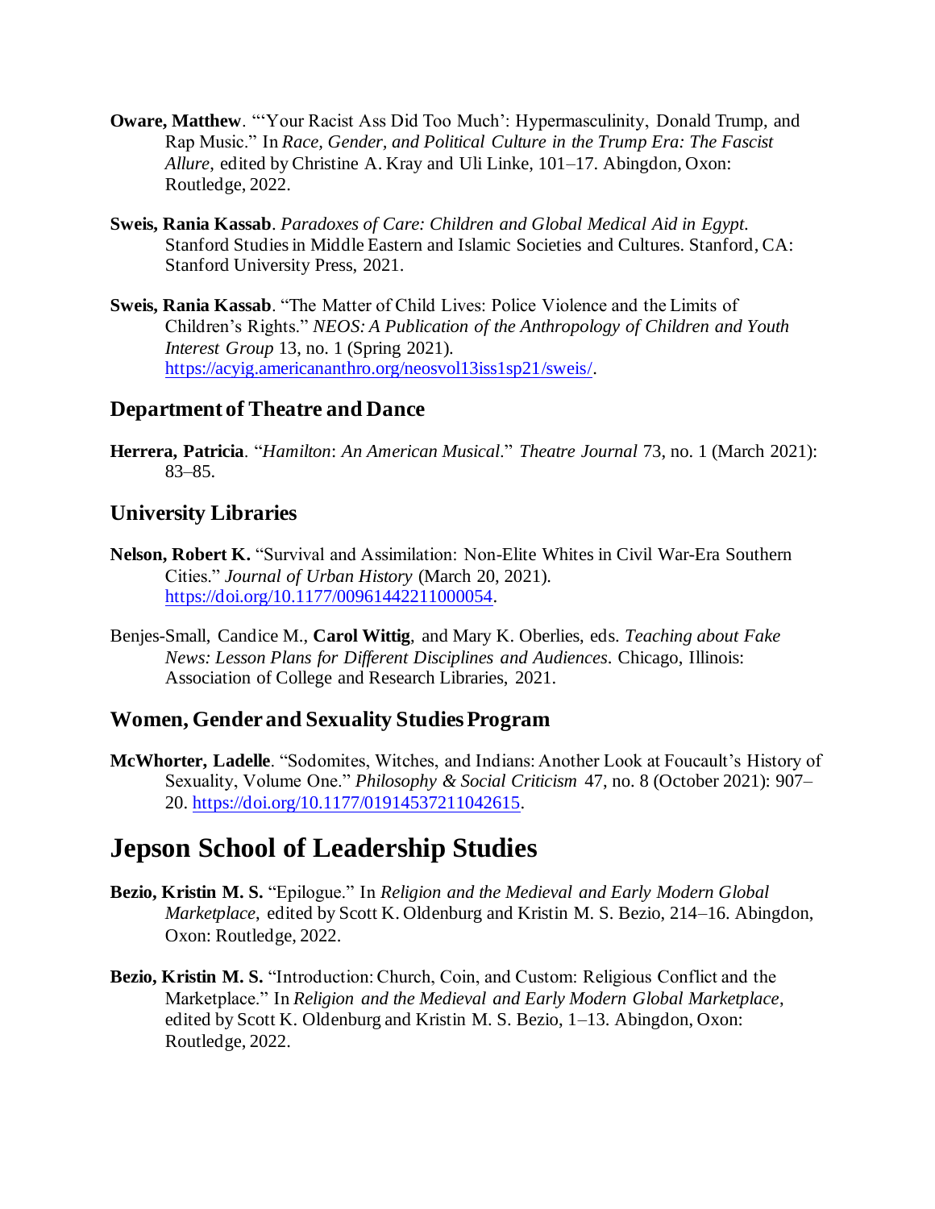**Oware, Matthew**. "'Your Racist Ass Did Too Much': Hypermasculinity, Donald Trump, and Rap Music." In *Race, Gender, and Political Culture in the Trump Era: The Fascist Allure*, edited by Christine A. Kray and Uli Linke, 101–17. Abingdon, Oxon: Routledge, 2022.

**Sweis, Rania Kassab**. *Paradoxes of Care: Children and Global Medical Aid in Egypt*. Stanford Studies in Middle Eastern and Islamic Societies and Cultures. Stanford, CA: Stanford University Press, 2021.

**Sweis, Rania Kassab**. "The Matter of Child Lives: Police Violence and the Limits of Children's Rights." *NEOS: A Publication of the Anthropology of Children and Youth Interest Group* 13, no. 1 (Spring 2021). https://acyig.americananthro.org/neosvol13iss1sp21/sweis/.

### Department of Theatre and Dance

**Herrera, Patricia**. "*Hamilton*: *An American Musical*." *Theatre Journal* 73, no. 1 (March 2021): 83–85.

### University Libraries

**Nelson, Robert K.** "Survival and Assimilation: Non-Elite Whites in Civil War-Era Southern Cities." *Journal of Urban History* (March 20, 2021). https://doi.org/10.1177/00961442211000054.

Benjes-Small, Candice M., **Carol Wittig**, and Mary K. Oberlies, eds. *Teaching about Fake News: Lesson Plans for Different Disciplines and Audiences*. Chicago, Illinois: Association of College and Research Libraries, 2021.

### Women, Gender and Sexuality Studies Program

**McWhorter, Ladelle**. "Sodomites, Witches, and Indians: Another Look at Foucault's History of Sexuality, Volume One." *Philosophy & Social Criticism* 47, no. 8 (October 2021): 907–20. https://doi.org/10.1177/01914537211042615.

## Jepson School of Leadership Studies

**Bezio, Kristin M. S.** "Epilogue." In *Religion and the Medieval and Early Modern Global Marketplace*, edited by Scott K. Oldenburg and Kristin M. S. Bezio, 214–16. Abingdon, Oxon: Routledge, 2022.

**Bezio, Kristin M. S.** "Introduction: Church, Coin, and Custom: Religious Conflict and the Marketplace." In *Religion and the Medieval and Early Modern Global Marketplace*, edited by Scott K. Oldenburg and Kristin M. S. Bezio, 1–13. Abingdon, Oxon: Routledge, 2022.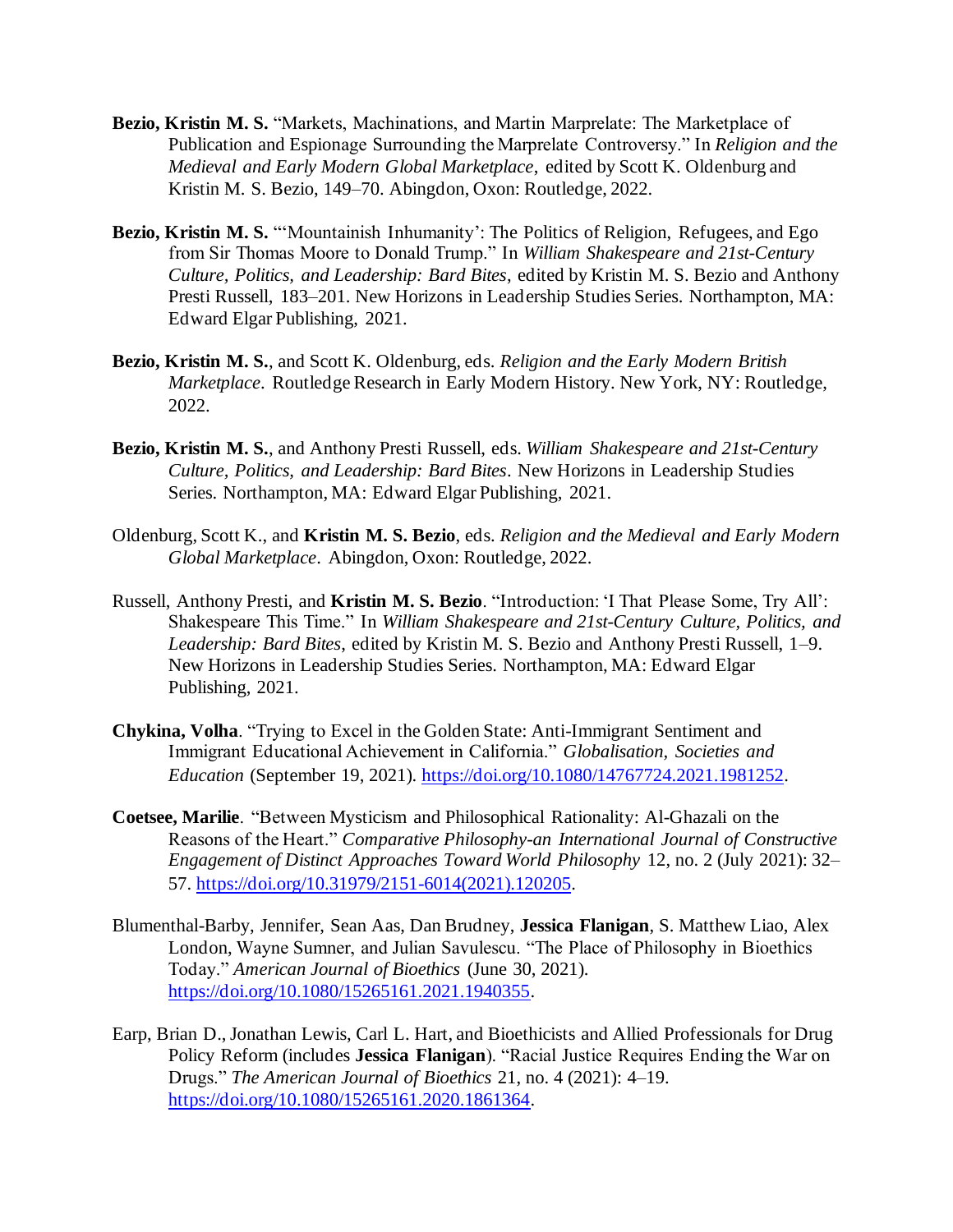**Bezio, Kristin M. S.** "Markets, Machinations, and Martin Marprelate: The Marketplace of Publication and Espionage Surrounding the Marprelate Controversy." In *Religion and the Medieval and Early Modern Global Marketplace*, edited by Scott K. Oldenburg and Kristin M. S. Bezio, 149–70. Abingdon, Oxon: Routledge, 2022.

**Bezio, Kristin M. S.** "'Mountainish Inhumanity': The Politics of Religion, Refugees, and Ego from Sir Thomas Moore to Donald Trump." In *William Shakespeare and 21st-Century Culture, Politics, and Leadership: Bard Bites*, edited by Kristin M. S. Bezio and Anthony Presti Russell, 183–201. New Horizons in Leadership Studies Series. Northampton, MA: Edward Elgar Publishing, 2021.

**Bezio, Kristin M. S.**, and Scott K. Oldenburg, eds. *Religion and the Early Modern British Marketplace*. Routledge Research in Early Modern History. New York, NY: Routledge, 2022.

**Bezio, Kristin M. S.**, and Anthony Presti Russell, eds. *William Shakespeare and 21st-Century Culture, Politics, and Leadership: Bard Bites*. New Horizons in Leadership Studies Series. Northampton, MA: Edward Elgar Publishing, 2021.

Oldenburg, Scott K., and **Kristin M. S. Bezio**, eds. *Religion and the Medieval and Early Modern Global Marketplace*. Abingdon, Oxon: Routledge, 2022.

Russell, Anthony Presti, and **Kristin M. S. Bezio**. "Introduction: 'I That Please Some, Try All': Shakespeare This Time." In *William Shakespeare and 21st-Century Culture, Politics, and Leadership: Bard Bites*, edited by Kristin M. S. Bezio and Anthony Presti Russell, 1–9. New Horizons in Leadership Studies Series. Northampton, MA: Edward Elgar Publishing, 2021.

**Chykina, Volha**. "Trying to Excel in the Golden State: Anti-Immigrant Sentiment and Immigrant Educational Achievement in California." *Globalisation, Societies and Education* (September 19, 2021). https://doi.org/10.1080/14767724.2021.1981252.

**Coetsee, Marilie**. "Between Mysticism and Philosophical Rationality: Al-Ghazali on the Reasons of the Heart." *Comparative Philosophy-an International Journal of Constructive Engagement of Distinct Approaches Toward World Philosophy* 12, no. 2 (July 2021): 32–57. https://doi.org/10.31979/2151-6014(2021).120205.

Blumenthal-Barby, Jennifer, Sean Aas, Dan Brudney, **Jessica Flanigan**, S. Matthew Liao, Alex London, Wayne Sumner, and Julian Savulescu. "The Place of Philosophy in Bioethics Today." *American Journal of Bioethics* (June 30, 2021). https://doi.org/10.1080/15265161.2021.1940355.

Earp, Brian D., Jonathan Lewis, Carl L. Hart, and Bioethicists and Allied Professionals for Drug Policy Reform (includes **Jessica Flanigan**). "Racial Justice Requires Ending the War on Drugs." *The American Journal of Bioethics* 21, no. 4 (2021): 4–19. https://doi.org/10.1080/15265161.2020.1861364.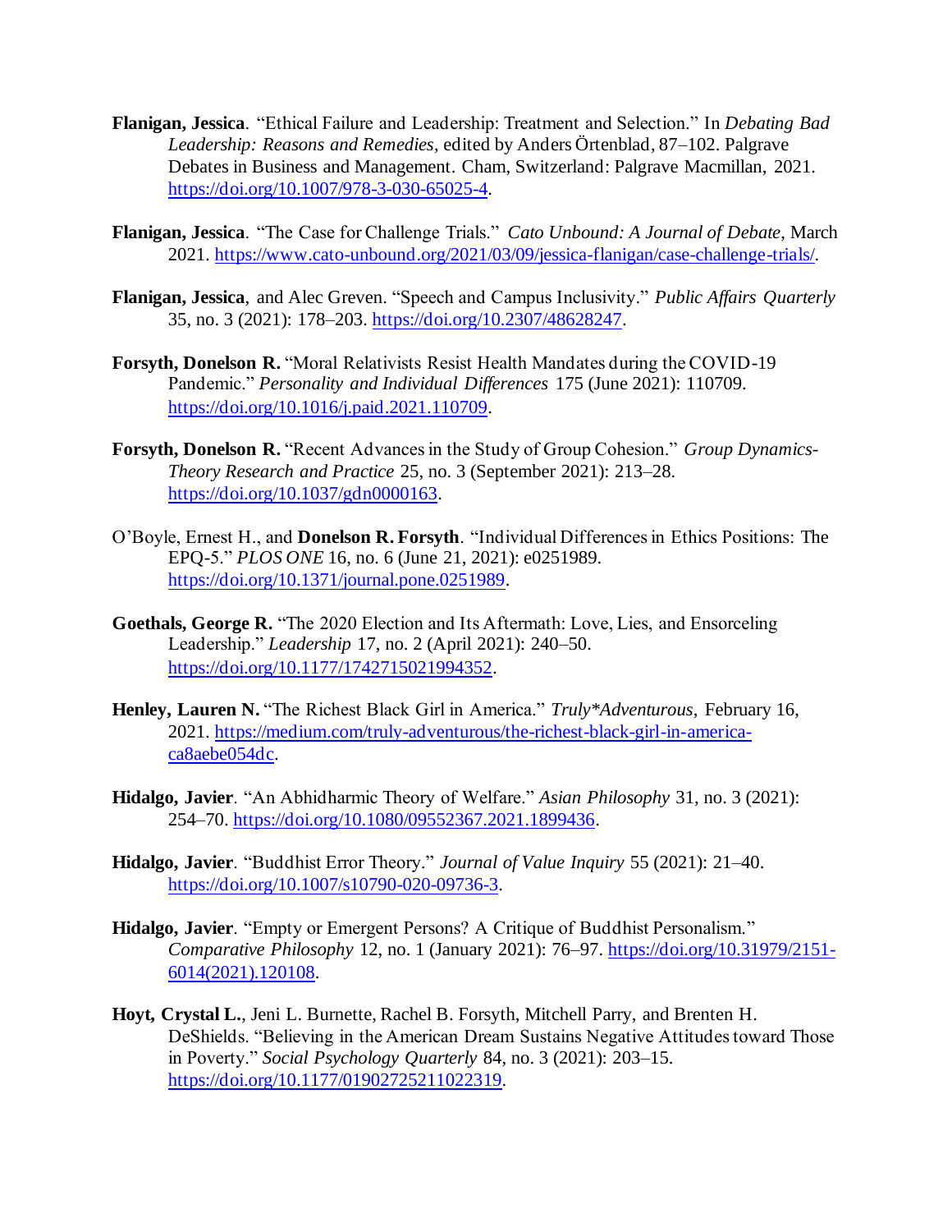**Flanigan, Jessica**. "Ethical Failure and Leadership: Treatment and Selection." In *Debating Bad Leadership: Reasons and Remedies*, edited by Anders Örtenblad, 87–102. Palgrave Debates in Business and Management. Cham, Switzerland: Palgrave Macmillan, 2021. https://doi.org/10.1007/978-3-030-65025-4.

**Flanigan, Jessica**. "The Case for Challenge Trials." *Cato Unbound: A Journal of Debate*, March 2021. https://www.cato-unbound.org/2021/03/09/jessica-flanigan/case-challenge-trials/.

**Flanigan, Jessica**, and Alec Greven. "Speech and Campus Inclusivity." *Public Affairs Quarterly* 35, no. 3 (2021): 178–203. https://doi.org/10.2307/48628247.

**Forsyth, Donelson R.** "Moral Relativists Resist Health Mandates during the COVID-19 Pandemic." *Personality and Individual Differences* 175 (June 2021): 110709. https://doi.org/10.1016/j.paid.2021.110709.

**Forsyth, Donelson R.** "Recent Advances in the Study of Group Cohesion." *Group Dynamics-Theory Research and Practice* 25, no. 3 (September 2021): 213–28. https://doi.org/10.1037/gdn0000163.

O'Boyle, Ernest H., and **Donelson R. Forsyth**. "Individual Differences in Ethics Positions: The EPQ-5." *PLOS ONE* 16, no. 6 (June 21, 2021): e0251989. https://doi.org/10.1371/journal.pone.0251989.

**Goethals, George R.** "The 2020 Election and Its Aftermath: Love, Lies, and Ensorceling Leadership." *Leadership* 17, no. 2 (April 2021): 240–50. https://doi.org/10.1177/1742715021994352.

**Henley, Lauren N.** "The Richest Black Girl in America." *Truly*Adventurous*, February 16, 2021. https://medium.com/truly-adventurous/the-richest-black-girl-in-america-ca8aebe054dc.

**Hidalgo, Javier**. "An Abhidharmic Theory of Welfare." *Asian Philosophy* 31, no. 3 (2021): 254–70. https://doi.org/10.1080/09552367.2021.1899436.

**Hidalgo, Javier**. "Buddhist Error Theory." *Journal of Value Inquiry* 55 (2021): 21–40. https://doi.org/10.1007/s10790-020-09736-3.

**Hidalgo, Javier**. "Empty or Emergent Persons? A Critique of Buddhist Personalism." *Comparative Philosophy* 12, no. 1 (January 2021): 76–97. https://doi.org/10.31979/2151-6014(2021).120108.

**Hoyt, Crystal L.**, Jeni L. Burnette, Rachel B. Forsyth, Mitchell Parry, and Brenten H. DeShields. "Believing in the American Dream Sustains Negative Attitudes toward Those in Poverty." *Social Psychology Quarterly* 84, no. 3 (2021): 203–15. https://doi.org/10.1177/01902725211022319.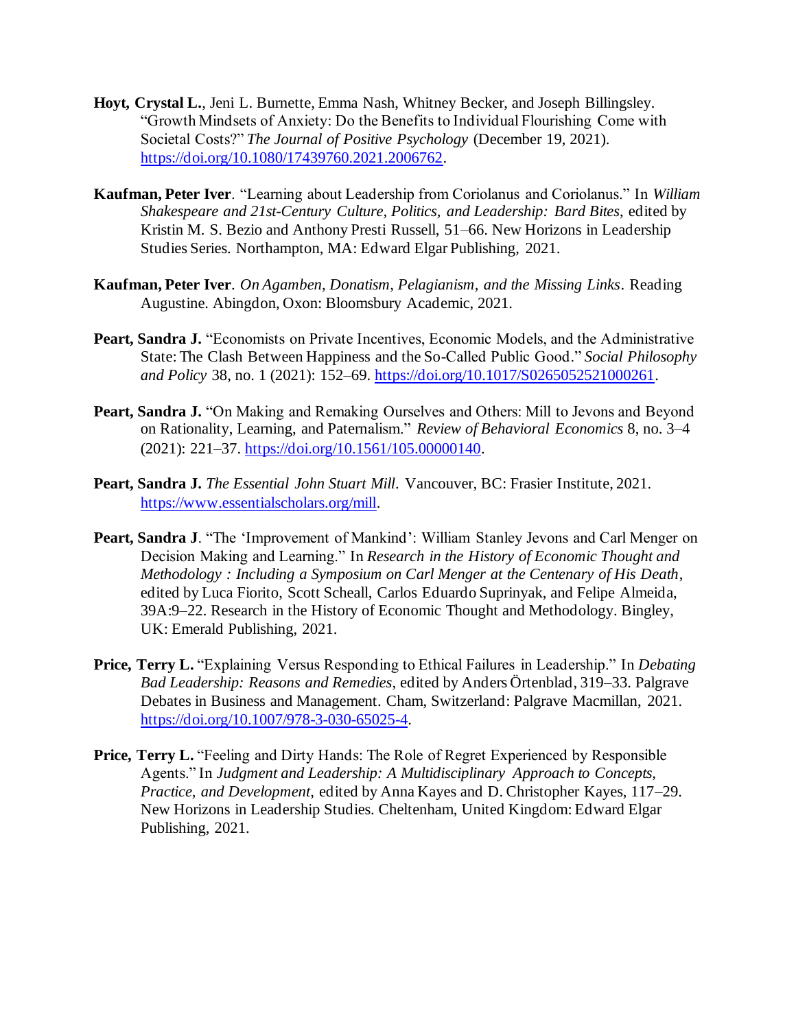**Hoyt, Crystal L.**, Jeni L. Burnette, Emma Nash, Whitney Becker, and Joseph Billingsley. "Growth Mindsets of Anxiety: Do the Benefits to Individual Flourishing Come with Societal Costs?" *The Journal of Positive Psychology* (December 19, 2021). https://doi.org/10.1080/17439760.2021.2006762.

**Kaufman, Peter Iver**. "Learning about Leadership from Coriolanus and Coriolanus." In *William Shakespeare and 21st-Century Culture, Politics, and Leadership: Bard Bites*, edited by Kristin M. S. Bezio and Anthony Presti Russell, 51–66. New Horizons in Leadership Studies Series. Northampton, MA: Edward Elgar Publishing, 2021.

**Kaufman, Peter Iver**. *On Agamben, Donatism, Pelagianism, and the Missing Links*. Reading Augustine. Abingdon, Oxon: Bloomsbury Academic, 2021.

**Peart, Sandra J.** "Economists on Private Incentives, Economic Models, and the Administrative State: The Clash Between Happiness and the So-Called Public Good." *Social Philosophy and Policy* 38, no. 1 (2021): 152–69. https://doi.org/10.1017/S0265052521000261.

**Peart, Sandra J.** "On Making and Remaking Ourselves and Others: Mill to Jevons and Beyond on Rationality, Learning, and Paternalism." *Review of Behavioral Economics* 8, no. 3–4 (2021): 221–37. https://doi.org/10.1561/105.00000140.

**Peart, Sandra J.** *The Essential John Stuart Mill*. Vancouver, BC: Frasier Institute, 2021. https://www.essentialscholars.org/mill.

**Peart, Sandra J**. "The 'Improvement of Mankind': William Stanley Jevons and Carl Menger on Decision Making and Learning." In *Research in the History of Economic Thought and Methodology : Including a Symposium on Carl Menger at the Centenary of His Death*, edited by Luca Fiorito, Scott Scheall, Carlos Eduardo Suprinyak, and Felipe Almeida, 39A:9–22. Research in the History of Economic Thought and Methodology. Bingley, UK: Emerald Publishing, 2021.

**Price, Terry L.** "Explaining Versus Responding to Ethical Failures in Leadership." In *Debating Bad Leadership: Reasons and Remedies*, edited by Anders Örtenblad, 319–33. Palgrave Debates in Business and Management. Cham, Switzerland: Palgrave Macmillan, 2021. https://doi.org/10.1007/978-3-030-65025-4.

**Price, Terry L.** "Feeling and Dirty Hands: The Role of Regret Experienced by Responsible Agents." In *Judgment and Leadership: A Multidisciplinary Approach to Concepts, Practice, and Development*, edited by Anna Kayes and D. Christopher Kayes, 117–29. New Horizons in Leadership Studies. Cheltenham, United Kingdom: Edward Elgar Publishing, 2021.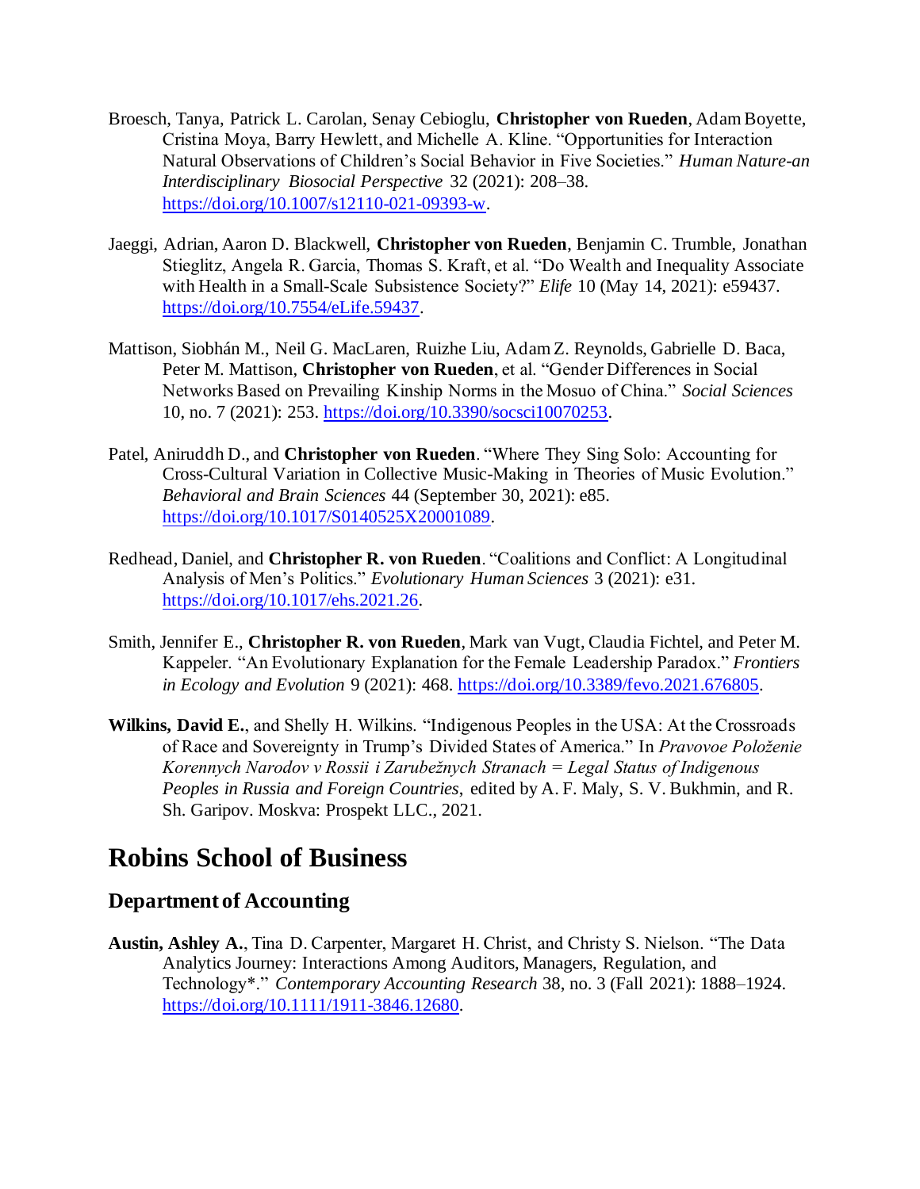Broesch, Tanya, Patrick L. Carolan, Senay Cebioglu, **Christopher von Rueden**, Adam Boyette, Cristina Moya, Barry Hewlett, and Michelle A. Kline. "Opportunities for Interaction Natural Observations of Children's Social Behavior in Five Societies." *Human Nature-an Interdisciplinary Biosocial Perspective* 32 (2021): 208–38. https://doi.org/10.1007/s12110-021-09393-w.

Jaeggi, Adrian, Aaron D. Blackwell, **Christopher von Rueden**, Benjamin C. Trumble, Jonathan Stieglitz, Angela R. Garcia, Thomas S. Kraft, et al. "Do Wealth and Inequality Associate with Health in a Small-Scale Subsistence Society?" *Elife* 10 (May 14, 2021): e59437. https://doi.org/10.7554/eLife.59437.

Mattison, Siobhán M., Neil G. MacLaren, Ruizhe Liu, Adam Z. Reynolds, Gabrielle D. Baca, Peter M. Mattison, **Christopher von Rueden**, et al. "Gender Differences in Social Networks Based on Prevailing Kinship Norms in the Mosuo of China." *Social Sciences* 10, no. 7 (2021): 253. https://doi.org/10.3390/socsci10070253.

Patel, Aniruddh D., and **Christopher von Rueden**. "Where They Sing Solo: Accounting for Cross-Cultural Variation in Collective Music-Making in Theories of Music Evolution." *Behavioral and Brain Sciences* 44 (September 30, 2021): e85. https://doi.org/10.1017/S0140525X20001089.

Redhead, Daniel, and **Christopher R. von Rueden**. "Coalitions and Conflict: A Longitudinal Analysis of Men's Politics." *Evolutionary Human Sciences* 3 (2021): e31. https://doi.org/10.1017/ehs.2021.26.

Smith, Jennifer E., **Christopher R. von Rueden**, Mark van Vugt, Claudia Fichtel, and Peter M. Kappeler. "An Evolutionary Explanation for the Female Leadership Paradox." *Frontiers in Ecology and Evolution* 9 (2021): 468. https://doi.org/10.3389/fevo.2021.676805.

**Wilkins, David E.**, and Shelly H. Wilkins. "Indigenous Peoples in the USA: At the Crossroads of Race and Sovereignty in Trump's Divided States of America." In *Pravovoe Položenie Korennych Narodov v Rossii i Zarubežnych Stranach = Legal Status of Indigenous Peoples in Russia and Foreign Countries*, edited by A. F. Maly, S. V. Bukhmin, and R. Sh. Garipov. Moskva: Prospekt LLC., 2021.

# Robins School of Business

## Department of Accounting

**Austin, Ashley A.**, Tina D. Carpenter, Margaret H. Christ, and Christy S. Nielson. "The Data Analytics Journey: Interactions Among Auditors, Managers, Regulation, and Technology*." *Contemporary Accounting Research* 38, no. 3 (Fall 2021): 1888–1924. https://doi.org/10.1111/1911-3846.12680.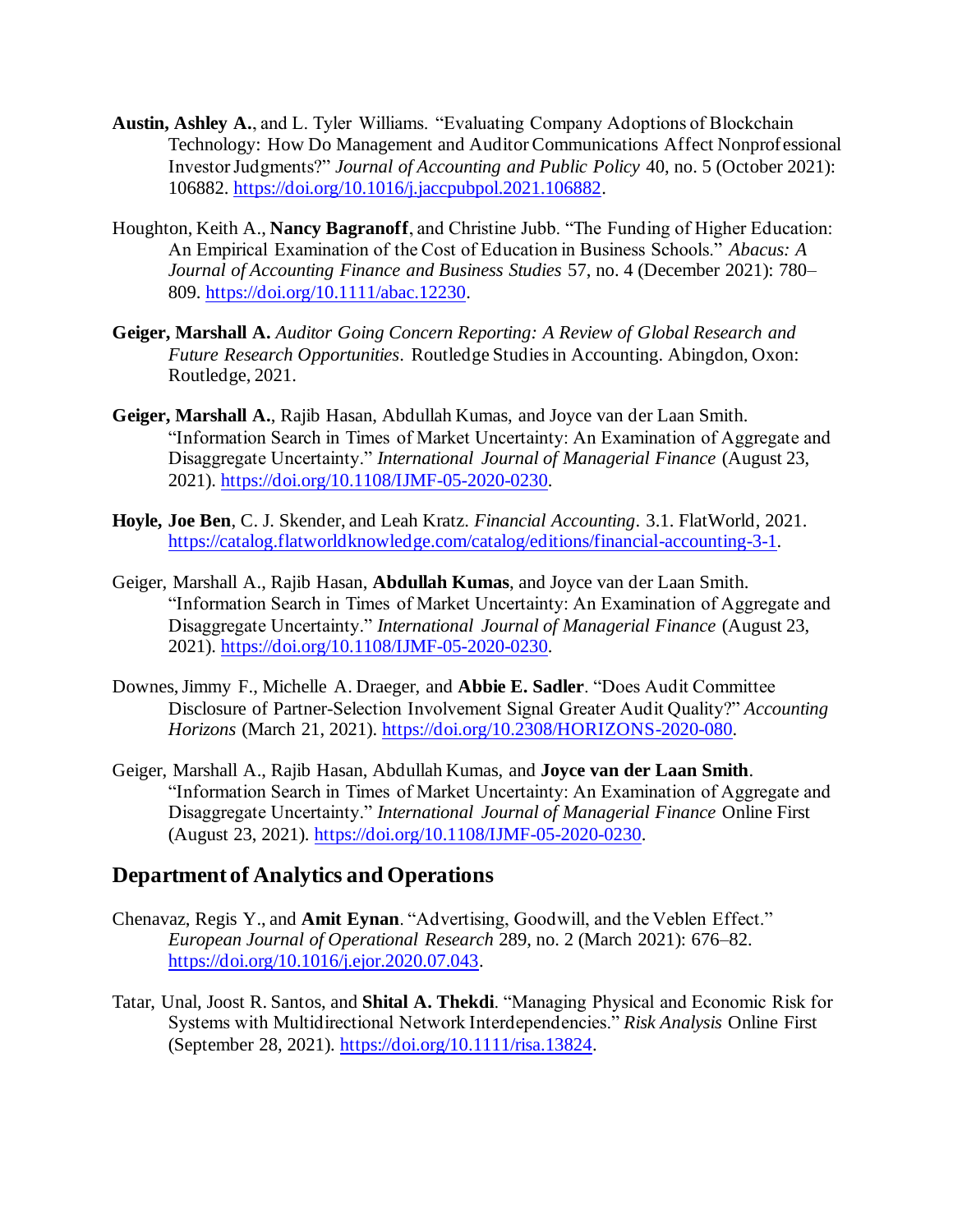**Austin, Ashley A.**, and L. Tyler Williams. “Evaluating Company Adoptions of Blockchain Technology: How Do Management and Auditor Communications Affect Nonprofessional Investor Judgments?” *Journal of Accounting and Public Policy* 40, no. 5 (October 2021): 106882. https://doi.org/10.1016/j.jaccpubpol.2021.106882.

Houghton, Keith A., **Nancy Bagranoff**, and Christine Jubb. “The Funding of Higher Education: An Empirical Examination of the Cost of Education in Business Schools.” *Abacus: A Journal of Accounting Finance and Business Studies* 57, no. 4 (December 2021): 780–809. https://doi.org/10.1111/abac.12230.

**Geiger, Marshall A.** *Auditor Going Concern Reporting: A Review of Global Research and Future Research Opportunities*. Routledge Studies in Accounting. Abingdon, Oxon: Routledge, 2021.

**Geiger, Marshall A.**, Rajib Hasan, Abdullah Kumas, and Joyce van der Laan Smith. “Information Search in Times of Market Uncertainty: An Examination of Aggregate and Disaggregate Uncertainty.” *International Journal of Managerial Finance* (August 23, 2021). https://doi.org/10.1108/IJMF-05-2020-0230.

**Hoyle, Joe Ben**, C. J. Skender, and Leah Kratz. *Financial Accounting*. 3.1. FlatWorld, 2021. https://catalog.flatworldknowledge.com/catalog/editions/financial-accounting-3-1.

Geiger, Marshall A., Rajib Hasan, **Abdullah Kumas**, and Joyce van der Laan Smith. “Information Search in Times of Market Uncertainty: An Examination of Aggregate and Disaggregate Uncertainty.” *International Journal of Managerial Finance* (August 23, 2021). https://doi.org/10.1108/IJMF-05-2020-0230.

Downes, Jimmy F., Michelle A. Draeger, and **Abbie E. Sadler**. “Does Audit Committee Disclosure of Partner-Selection Involvement Signal Greater Audit Quality?” *Accounting Horizons* (March 21, 2021). https://doi.org/10.2308/HORIZONS-2020-080.

Geiger, Marshall A., Rajib Hasan, Abdullah Kumas, and **Joyce van der Laan Smith**. “Information Search in Times of Market Uncertainty: An Examination of Aggregate and Disaggregate Uncertainty.” *International Journal of Managerial Finance* Online First (August 23, 2021). https://doi.org/10.1108/IJMF-05-2020-0230.

## Department of Analytics and Operations

Chenavaz, Regis Y., and **Amit Eynan**. “Advertising, Goodwill, and the Veblen Effect.” *European Journal of Operational Research* 289, no. 2 (March 2021): 676–82. https://doi.org/10.1016/j.ejor.2020.07.043.

Tatar, Unal, Joost R. Santos, and **Shital A. Thekdi**. “Managing Physical and Economic Risk for Systems with Multidirectional Network Interdependencies.” *Risk Analysis* Online First (September 28, 2021). https://doi.org/10.1111/risa.13824.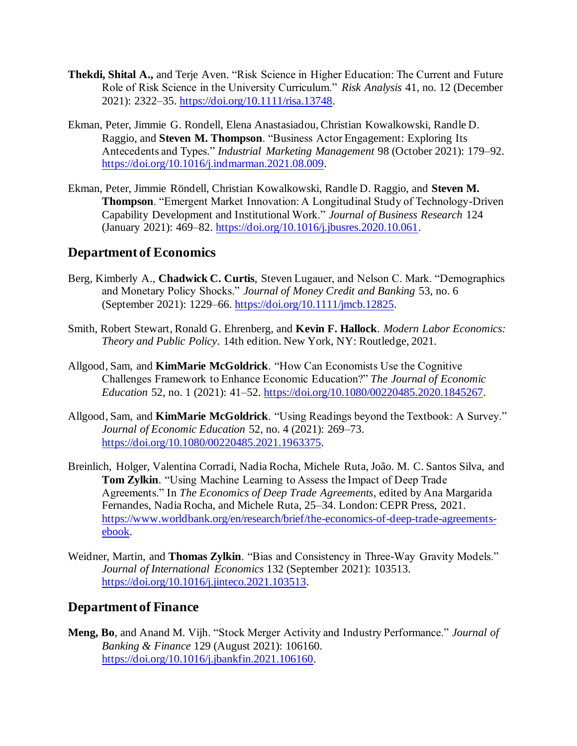**Thekdi, Shital A.,** and Terje Aven. "Risk Science in Higher Education: The Current and Future Role of Risk Science in the University Curriculum." *Risk Analysis* 41, no. 12 (December 2021): 2322–35. https://doi.org/10.1111/risa.13748.

Ekman, Peter, Jimmie G. Rondell, Elena Anastasiadou, Christian Kowalkowski, Randle D. Raggio, and **Steven M. Thompson**. "Business Actor Engagement: Exploring Its Antecedents and Types." *Industrial Marketing Management* 98 (October 2021): 179–92. https://doi.org/10.1016/j.indmarman.2021.08.009.

Ekman, Peter, Jimmie Röndell, Christian Kowalkowski, Randle D. Raggio, and **Steven M. Thompson**. "Emergent Market Innovation: A Longitudinal Study of Technology-Driven Capability Development and Institutional Work." *Journal of Business Research* 124 (January 2021): 469–82. https://doi.org/10.1016/j.jbusres.2020.10.061.

## Department of Economics

Berg, Kimberly A., **Chadwick C. Curtis**, Steven Lugauer, and Nelson C. Mark. "Demographics and Monetary Policy Shocks." *Journal of Money Credit and Banking* 53, no. 6 (September 2021): 1229–66. https://doi.org/10.1111/jmcb.12825.

Smith, Robert Stewart, Ronald G. Ehrenberg, and **Kevin F. Hallock**. *Modern Labor Economics: Theory and Public Policy*. 14th edition. New York, NY: Routledge, 2021.

Allgood, Sam, and **KimMarie McGoldrick**. "How Can Economists Use the Cognitive Challenges Framework to Enhance Economic Education?" *The Journal of Economic Education* 52, no. 1 (2021): 41–52. https://doi.org/10.1080/00220485.2020.1845267.

Allgood, Sam, and **KimMarie McGoldrick**. "Using Readings beyond the Textbook: A Survey." *Journal of Economic Education* 52, no. 4 (2021): 269–73. https://doi.org/10.1080/00220485.2021.1963375.

Breinlich, Holger, Valentina Corradi, Nadia Rocha, Michele Ruta, João. M. C. Santos Silva, and **Tom Zylkin**. "Using Machine Learning to Assess the Impact of Deep Trade Agreements." In *The Economics of Deep Trade Agreements*, edited by Ana Margarida Fernandes, Nadia Rocha, and Michele Ruta, 25–34. London: CEPR Press, 2021. https://www.worldbank.org/en/research/brief/the-economics-of-deep-trade-agreements-ebook.

Weidner, Martin, and **Thomas Zylkin**. "Bias and Consistency in Three-Way Gravity Models." *Journal of International Economics* 132 (September 2021): 103513. https://doi.org/10.1016/j.jinteco.2021.103513.

## Department of Finance

**Meng, Bo**, and Anand M. Vijh. "Stock Merger Activity and Industry Performance." *Journal of Banking & Finance* 129 (August 2021): 106160. https://doi.org/10.1016/j.jbankfin.2021.106160.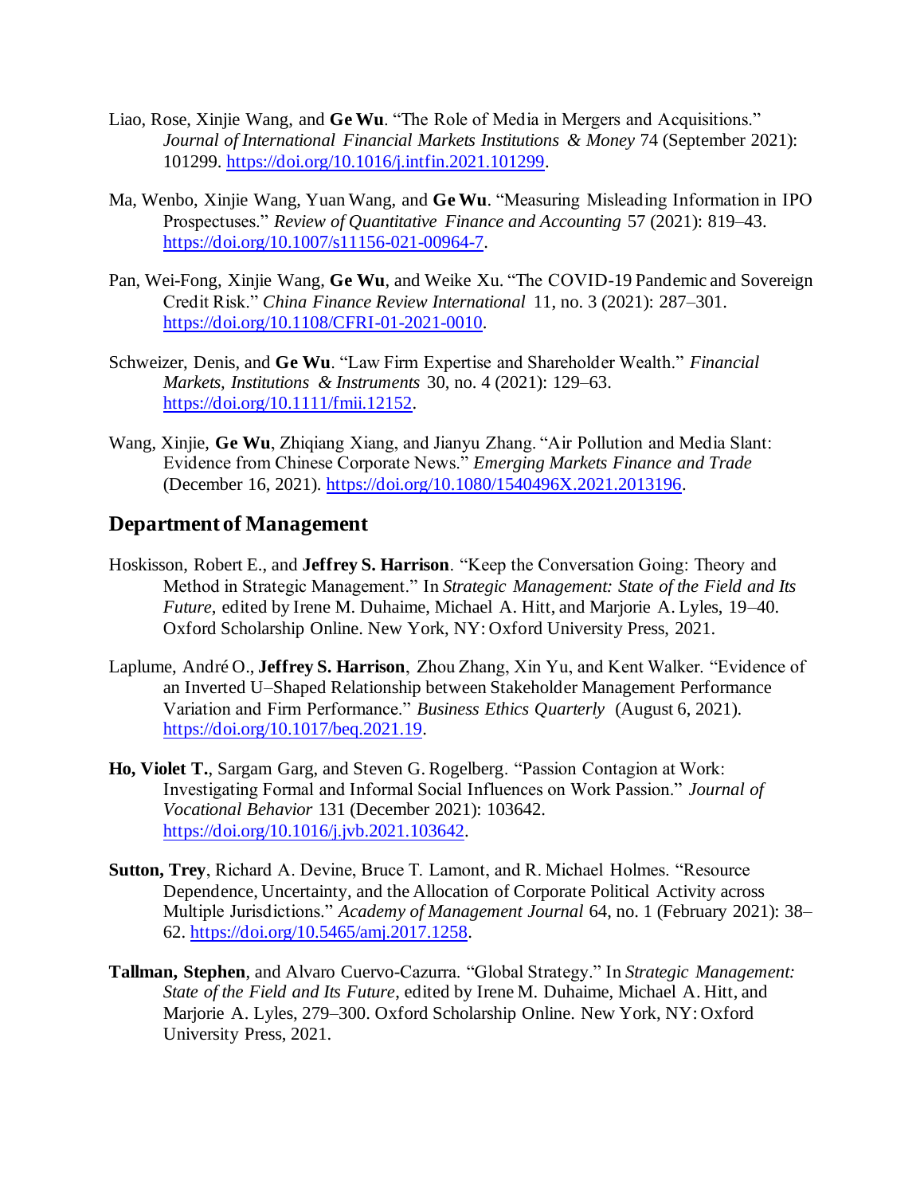Liao, Rose, Xinjie Wang, and **Ge Wu**. "The Role of Media in Mergers and Acquisitions." *Journal of International Financial Markets Institutions & Money* 74 (September 2021): 101299. https://doi.org/10.1016/j.intfin.2021.101299.

Ma, Wenbo, Xinjie Wang, Yuan Wang, and **Ge Wu**. "Measuring Misleading Information in IPO Prospectuses." *Review of Quantitative Finance and Accounting* 57 (2021): 819–43. https://doi.org/10.1007/s11156-021-00964-7.

Pan, Wei-Fong, Xinjie Wang, **Ge Wu**, and Weike Xu. "The COVID-19 Pandemic and Sovereign Credit Risk." *China Finance Review International* 11, no. 3 (2021): 287–301. https://doi.org/10.1108/CFRI-01-2021-0010.

Schweizer, Denis, and **Ge Wu**. "Law Firm Expertise and Shareholder Wealth." *Financial Markets, Institutions & Instruments* 30, no. 4 (2021): 129–63. https://doi.org/10.1111/fmii.12152.

Wang, Xinjie, **Ge Wu**, Zhiqiang Xiang, and Jianyu Zhang. "Air Pollution and Media Slant: Evidence from Chinese Corporate News." *Emerging Markets Finance and Trade* (December 16, 2021). https://doi.org/10.1080/1540496X.2021.2013196.

## Department of Management

Hoskisson, Robert E., and **Jeffrey S. Harrison**. "Keep the Conversation Going: Theory and Method in Strategic Management." In *Strategic Management: State of the Field and Its Future*, edited by Irene M. Duhaime, Michael A. Hitt, and Marjorie A. Lyles, 19–40. Oxford Scholarship Online. New York, NY: Oxford University Press, 2021.

Laplume, André O., **Jeffrey S. Harrison**, Zhou Zhang, Xin Yu, and Kent Walker. "Evidence of an Inverted U–Shaped Relationship between Stakeholder Management Performance Variation and Firm Performance." *Business Ethics Quarterly* (August 6, 2021). https://doi.org/10.1017/beq.2021.19.

**Ho, Violet T.**, Sargam Garg, and Steven G. Rogelberg. "Passion Contagion at Work: Investigating Formal and Informal Social Influences on Work Passion." *Journal of Vocational Behavior* 131 (December 2021): 103642. https://doi.org/10.1016/j.jvb.2021.103642.

**Sutton, Trey**, Richard A. Devine, Bruce T. Lamont, and R. Michael Holmes. "Resource Dependence, Uncertainty, and the Allocation of Corporate Political Activity across Multiple Jurisdictions." *Academy of Management Journal* 64, no. 1 (February 2021): 38–62. https://doi.org/10.5465/amj.2017.1258.

**Tallman, Stephen**, and Alvaro Cuervo-Cazurra. "Global Strategy." In *Strategic Management: State of the Field and Its Future*, edited by Irene M. Duhaime, Michael A. Hitt, and Marjorie A. Lyles, 279–300. Oxford Scholarship Online. New York, NY: Oxford University Press, 2021.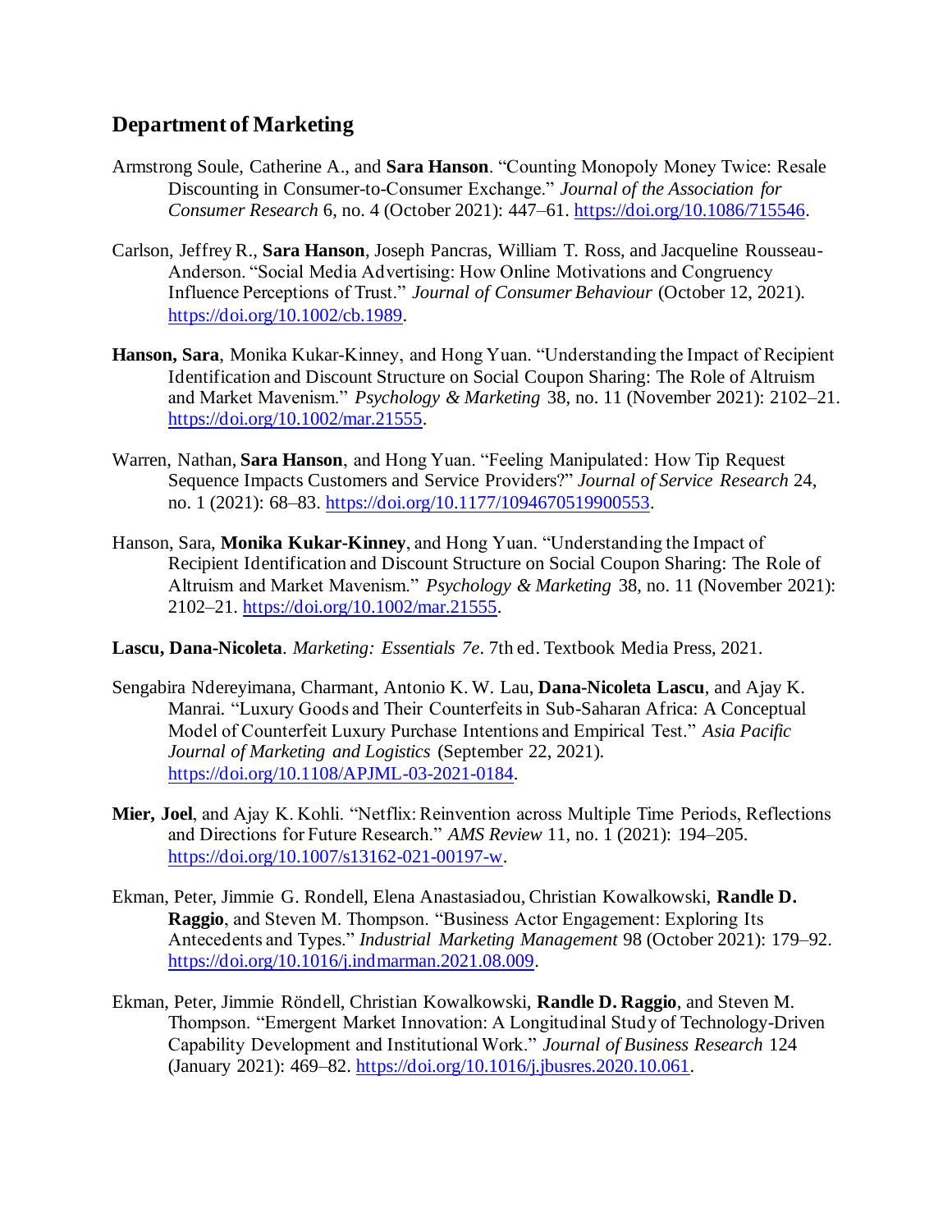## Department of Marketing

Armstrong Soule, Catherine A., and **Sara Hanson**. "Counting Monopoly Money Twice: Resale Discounting in Consumer-to-Consumer Exchange." *Journal of the Association for Consumer Research* 6, no. 4 (October 2021): 447–61. https://doi.org/10.1086/715546.

Carlson, Jeffrey R., **Sara Hanson**, Joseph Pancras, William T. Ross, and Jacqueline Rousseau-Anderson. "Social Media Advertising: How Online Motivations and Congruency Influence Perceptions of Trust." *Journal of Consumer Behaviour* (October 12, 2021). https://doi.org/10.1002/cb.1989.

**Hanson, Sara**, Monika Kukar-Kinney, and Hong Yuan. "Understanding the Impact of Recipient Identification and Discount Structure on Social Coupon Sharing: The Role of Altruism and Market Mavenism." *Psychology & Marketing* 38, no. 11 (November 2021): 2102–21. https://doi.org/10.1002/mar.21555.

Warren, Nathan, **Sara Hanson**, and Hong Yuan. "Feeling Manipulated: How Tip Request Sequence Impacts Customers and Service Providers?" *Journal of Service Research* 24, no. 1 (2021): 68–83. https://doi.org/10.1177/1094670519900553.

Hanson, Sara, **Monika Kukar-Kinney**, and Hong Yuan. "Understanding the Impact of Recipient Identification and Discount Structure on Social Coupon Sharing: The Role of Altruism and Market Mavenism." *Psychology & Marketing* 38, no. 11 (November 2021): 2102–21. https://doi.org/10.1002/mar.21555.

**Lascu, Dana-Nicoleta**. *Marketing: Essentials 7e*. 7th ed. Textbook Media Press, 2021.

Sengabira Ndereyimana, Charmant, Antonio K. W. Lau, **Dana-Nicoleta Lascu**, and Ajay K. Manrai. "Luxury Goods and Their Counterfeits in Sub-Saharan Africa: A Conceptual Model of Counterfeit Luxury Purchase Intentions and Empirical Test." *Asia Pacific Journal of Marketing and Logistics* (September 22, 2021). https://doi.org/10.1108/APJML-03-2021-0184.

**Mier, Joel**, and Ajay K. Kohli. "Netflix: Reinvention across Multiple Time Periods, Reflections and Directions for Future Research." *AMS Review* 11, no. 1 (2021): 194–205. https://doi.org/10.1007/s13162-021-00197-w.

Ekman, Peter, Jimmie G. Rondell, Elena Anastasiadou, Christian Kowalkowski, **Randle D. Raggio**, and Steven M. Thompson. "Business Actor Engagement: Exploring Its Antecedents and Types." *Industrial Marketing Management* 98 (October 2021): 179–92. https://doi.org/10.1016/j.indmarman.2021.08.009.

Ekman, Peter, Jimmie Röndell, Christian Kowalkowski, **Randle D. Raggio**, and Steven M. Thompson. "Emergent Market Innovation: A Longitudinal Study of Technology-Driven Capability Development and Institutional Work." *Journal of Business Research* 124 (January 2021): 469–82. https://doi.org/10.1016/j.jbusres.2020.10.061.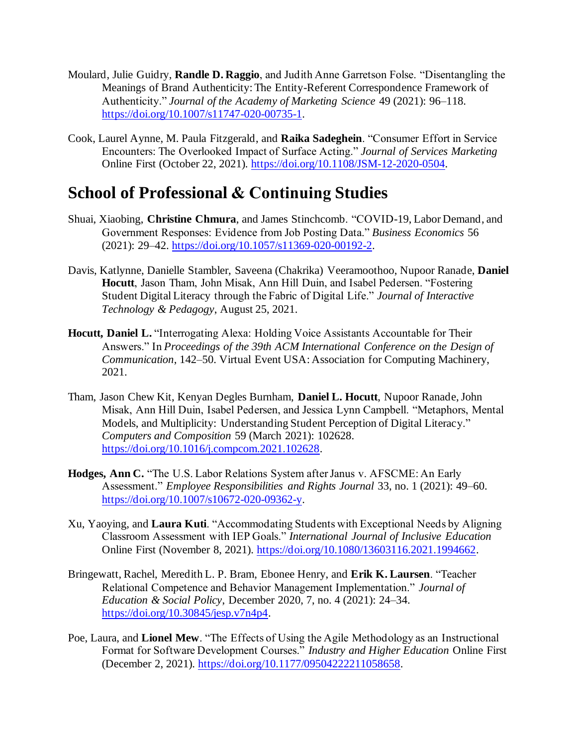Moulard, Julie Guidry, **Randle D. Raggio**, and Judith Anne Garretson Folse. "Disentangling the Meanings of Brand Authenticity: The Entity-Referent Correspondence Framework of Authenticity." *Journal of the Academy of Marketing Science* 49 (2021): 96–118. https://doi.org/10.1007/s11747-020-00735-1.

Cook, Laurel Aynne, M. Paula Fitzgerald, and **Raika Sadeghein**. "Consumer Effort in Service Encounters: The Overlooked Impact of Surface Acting." *Journal of Services Marketing* Online First (October 22, 2021). https://doi.org/10.1108/JSM-12-2020-0504.

# School of Professional & Continuing Studies

Shuai, Xiaobing, **Christine Chmura**, and James Stinchcomb. "COVID-19, Labor Demand, and Government Responses: Evidence from Job Posting Data." *Business Economics* 56 (2021): 29–42. https://doi.org/10.1057/s11369-020-00192-2.

Davis, Katlynne, Danielle Stambler, Saveena (Chakrika) Veeramoothoo, Nupoor Ranade, **Daniel Hocutt**, Jason Tham, John Misak, Ann Hill Duin, and Isabel Pedersen. "Fostering Student Digital Literacy through the Fabric of Digital Life." *Journal of Interactive Technology & Pedagogy*, August 25, 2021.

**Hocutt, Daniel L.** "Interrogating Alexa: Holding Voice Assistants Accountable for Their Answers." In *Proceedings of the 39th ACM International Conference on the Design of Communication*, 142–50. Virtual Event USA: Association for Computing Machinery, 2021.

Tham, Jason Chew Kit, Kenyan Degles Burnham, **Daniel L. Hocutt**, Nupoor Ranade, John Misak, Ann Hill Duin, Isabel Pedersen, and Jessica Lynn Campbell. "Metaphors, Mental Models, and Multiplicity: Understanding Student Perception of Digital Literacy." *Computers and Composition* 59 (March 2021): 102628. https://doi.org/10.1016/j.compcom.2021.102628.

**Hodges, Ann C.** "The U.S. Labor Relations System after Janus v. AFSCME: An Early Assessment." *Employee Responsibilities and Rights Journal* 33, no. 1 (2021): 49–60. https://doi.org/10.1007/s10672-020-09362-y.

Xu, Yaoying, and **Laura Kuti**. "Accommodating Students with Exceptional Needs by Aligning Classroom Assessment with IEP Goals." *International Journal of Inclusive Education* Online First (November 8, 2021). https://doi.org/10.1080/13603116.2021.1994662.

Bringewatt, Rachel, Meredith L. P. Bram, Ebonee Henry, and **Erik K. Laursen**. "Teacher Relational Competence and Behavior Management Implementation." *Journal of Education & Social Policy*, December 2020, 7, no. 4 (2021): 24–34. https://doi.org/10.30845/jesp.v7n4p4.

Poe, Laura, and **Lionel Mew**. "The Effects of Using the Agile Methodology as an Instructional Format for Software Development Courses." *Industry and Higher Education* Online First (December 2, 2021). https://doi.org/10.1177/09504222211058658.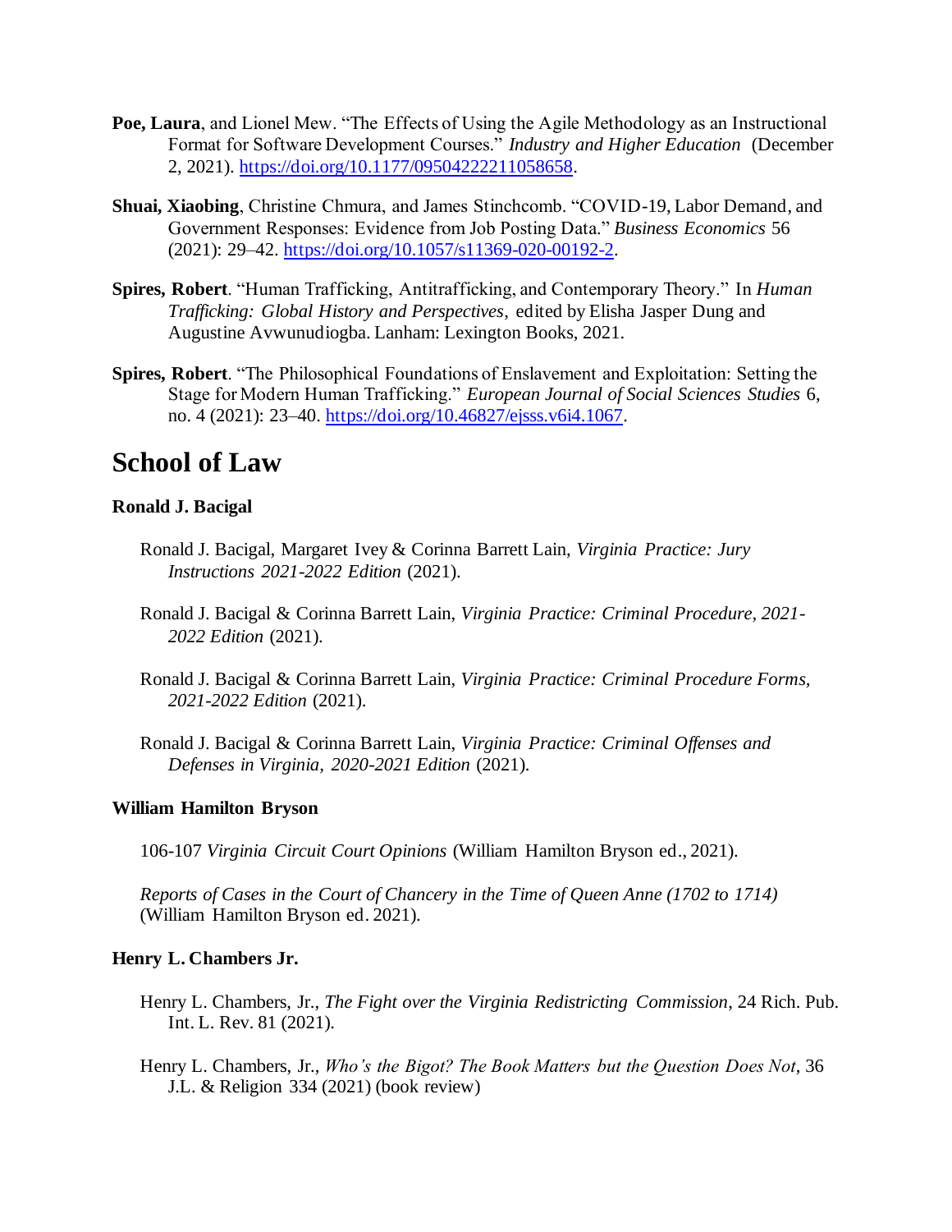**Poe, Laura**, and Lionel Mew. "The Effects of Using the Agile Methodology as an Instructional Format for Software Development Courses." *Industry and Higher Education* (December 2, 2021). https://doi.org/10.1177/09504222211058658.

**Shuai, Xiaobing**, Christine Chmura, and James Stinchcomb. "COVID-19, Labor Demand, and Government Responses: Evidence from Job Posting Data." *Business Economics* 56 (2021): 29–42. https://doi.org/10.1057/s11369-020-00192-2.

**Spires, Robert**. "Human Trafficking, Antitrafficking, and Contemporary Theory." In *Human Trafficking: Global History and Perspectives*, edited by Elisha Jasper Dung and Augustine Avwunudiogba. Lanham: Lexington Books, 2021.

**Spires, Robert**. "The Philosophical Foundations of Enslavement and Exploitation: Setting the Stage for Modern Human Trafficking." *European Journal of Social Sciences Studies* 6, no. 4 (2021): 23–40. https://doi.org/10.46827/ejsss.v6i4.1067.

## School of Law

**Ronald J. Bacigal**

Ronald J. Bacigal, Margaret Ivey & Corinna Barrett Lain, *Virginia Practice: Jury Instructions 2021-2022 Edition* (2021).

Ronald J. Bacigal & Corinna Barrett Lain, *Virginia Practice: Criminal Procedure, 2021-2022 Edition* (2021).

Ronald J. Bacigal & Corinna Barrett Lain, *Virginia Practice: Criminal Procedure Forms, 2021-2022 Edition* (2021).

Ronald J. Bacigal & Corinna Barrett Lain, *Virginia Practice: Criminal Offenses and Defenses in Virginia, 2020-2021 Edition* (2021).

**William Hamilton Bryson**

106-107 *Virginia Circuit Court Opinions* (William Hamilton Bryson ed., 2021).

*Reports of Cases in the Court of Chancery in the Time of Queen Anne (1702 to 1714)* (William Hamilton Bryson ed. 2021).

**Henry L. Chambers Jr.**

Henry L. Chambers, Jr., *The Fight over the Virginia Redistricting Commission*, 24 Rich. Pub. Int. L. Rev. 81 (2021).

Henry L. Chambers, Jr., *Who's the Bigot? The Book Matters but the Question Does Not*, 36 J.L. & Religion 334 (2021) (book review)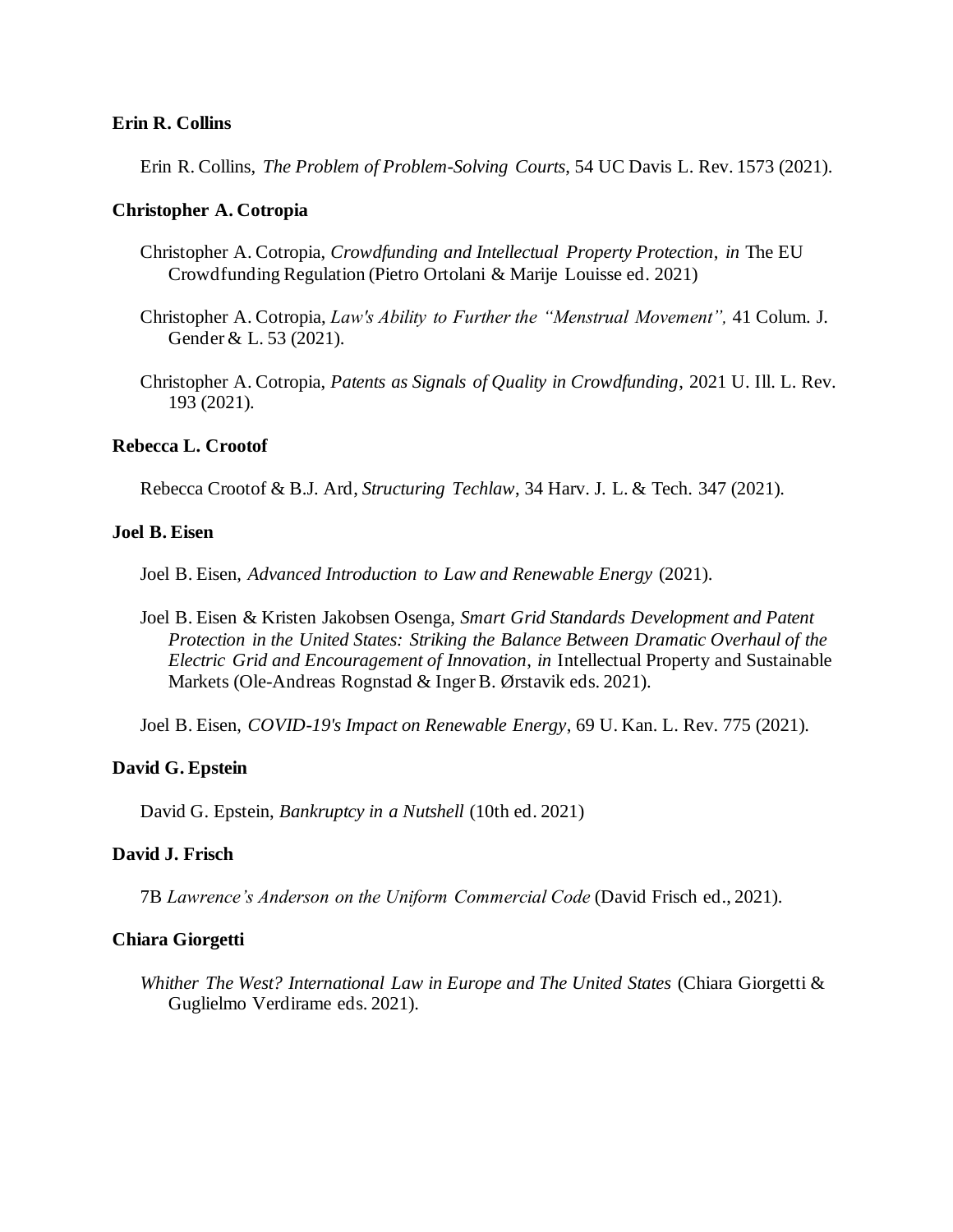**Erin R. Collins**

Erin R. Collins, *The Problem of Problem-Solving Courts*, 54 UC Davis L. Rev. 1573 (2021).

**Christopher A. Cotropia**

Christopher A. Cotropia, *Crowdfunding and Intellectual Property Protection*, *in* The EU Crowdfunding Regulation (Pietro Ortolani & Marije Louisse ed. 2021)

Christopher A. Cotropia, *Law's Ability to Further the "Menstrual Movement",* 41 Colum. J. Gender & L. 53 (2021).

Christopher A. Cotropia, *Patents as Signals of Quality in Crowdfunding*, 2021 U. Ill. L. Rev. 193 (2021).

**Rebecca L. Crootof**

Rebecca Crootof & B.J. Ard, *Structuring Techlaw*, 34 Harv. J. L. & Tech. 347 (2021).

**Joel B. Eisen**

Joel B. Eisen, *Advanced Introduction to Law and Renewable Energy* (2021).

Joel B. Eisen & Kristen Jakobsen Osenga, *Smart Grid Standards Development and Patent Protection in the United States: Striking the Balance Between Dramatic Overhaul of the Electric Grid and Encouragement of Innovation*, *in* Intellectual Property and Sustainable Markets (Ole-Andreas Rognstad & Inger B. Ørstavik eds. 2021).

Joel B. Eisen, *COVID-19's Impact on Renewable Energy*, 69 U. Kan. L. Rev. 775 (2021).

**David G. Epstein**

David G. Epstein, *Bankruptcy in a Nutshell* (10th ed. 2021)

**David J. Frisch**

7B *Lawrence's Anderson on the Uniform Commercial Code* (David Frisch ed., 2021).

**Chiara Giorgetti**

*Whither The West? International Law in Europe and The United States* (Chiara Giorgetti & Guglielmo Verdirame eds. 2021).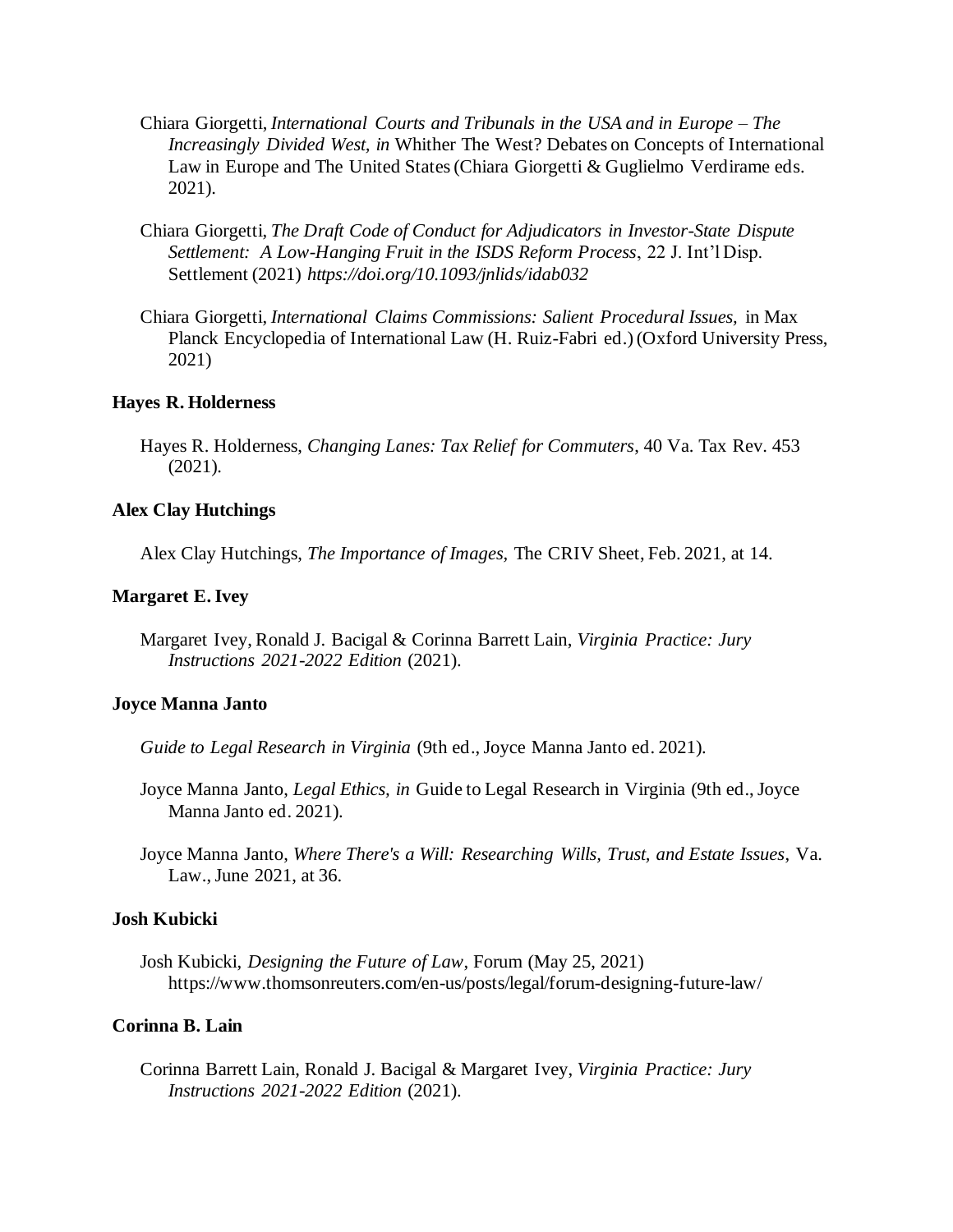Chiara Giorgetti, *International Courts and Tribunals in the USA and in Europe – The Increasingly Divided West, in* Whither The West? Debates on Concepts of International Law in Europe and The United States (Chiara Giorgetti & Guglielmo Verdirame eds. 2021).

Chiara Giorgetti, *The Draft Code of Conduct for Adjudicators in Investor-State Dispute Settlement: A Low-Hanging Fruit in the ISDS Reform Process*, 22 J. Int'l Disp. Settlement (2021) *https://doi.org/10.1093/jnlids/idab032*

Chiara Giorgetti, *International Claims Commissions: Salient Procedural Issues,* in Max Planck Encyclopedia of International Law (H. Ruiz-Fabri ed.) (Oxford University Press, 2021)

**Hayes R. Holderness**

Hayes R. Holderness, *Changing Lanes: Tax Relief for Commuters*, 40 Va. Tax Rev. 453 (2021).

**Alex Clay Hutchings**

Alex Clay Hutchings, *The Importance of Images,* The CRIV Sheet, Feb. 2021, at 14.

**Margaret E. Ivey**

Margaret Ivey, Ronald J. Bacigal & Corinna Barrett Lain, *Virginia Practice: Jury Instructions 2021-2022 Edition* (2021).

**Joyce Manna Janto**

*Guide to Legal Research in Virginia* (9th ed., Joyce Manna Janto ed. 2021).

Joyce Manna Janto, *Legal Ethics, in* Guide to Legal Research in Virginia (9th ed., Joyce Manna Janto ed. 2021).

Joyce Manna Janto, *Where There's a Will: Researching Wills, Trust, and Estate Issues*, Va. Law., June 2021, at 36.

**Josh Kubicki**

Josh Kubicki, *Designing the Future of Law*, Forum (May 25, 2021) https://www.thomsonreuters.com/en-us/posts/legal/forum-designing-future-law/

**Corinna B. Lain**

Corinna Barrett Lain, Ronald J. Bacigal & Margaret Ivey, *Virginia Practice: Jury Instructions 2021-2022 Edition* (2021).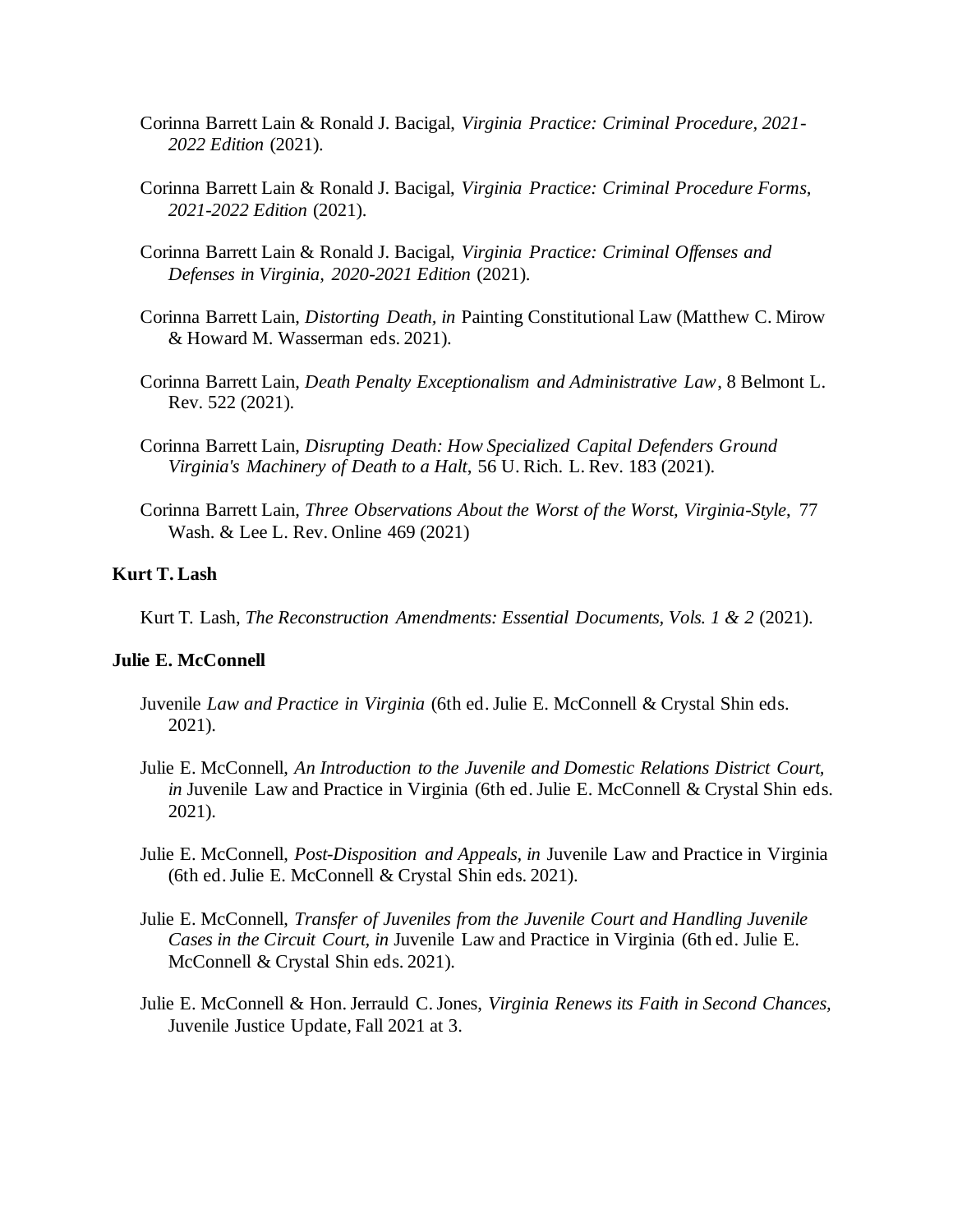Corinna Barrett Lain & Ronald J. Bacigal, *Virginia Practice: Criminal Procedure, 2021-2022 Edition* (2021).

Corinna Barrett Lain & Ronald J. Bacigal, *Virginia Practice: Criminal Procedure Forms, 2021-2022 Edition* (2021).

Corinna Barrett Lain & Ronald J. Bacigal, *Virginia Practice: Criminal Offenses and Defenses in Virginia, 2020-2021 Edition* (2021).

Corinna Barrett Lain, *Distorting Death, in* Painting Constitutional Law (Matthew C. Mirow & Howard M. Wasserman eds. 2021).

Corinna Barrett Lain, *Death Penalty Exceptionalism and Administrative Law*, 8 Belmont L. Rev. 522 (2021).

Corinna Barrett Lain, *Disrupting Death: How Specialized Capital Defenders Ground Virginia's Machinery of Death to a Halt*, 56 U. Rich. L. Rev. 183 (2021).

Corinna Barrett Lain, *Three Observations About the Worst of the Worst, Virginia-Style*, 77 Wash. & Lee L. Rev. Online 469 (2021)

**Kurt T. Lash**

Kurt T. Lash, *The Reconstruction Amendments: Essential Documents, Vols. 1 & 2* (2021).

**Julie E. McConnell**

Juvenile *Law and Practice in Virginia* (6th ed. Julie E. McConnell & Crystal Shin eds. 2021).

Julie E. McConnell, *An Introduction to the Juvenile and Domestic Relations District Court, in* Juvenile Law and Practice in Virginia (6th ed. Julie E. McConnell & Crystal Shin eds. 2021).

Julie E. McConnell, *Post-Disposition and Appeals, in* Juvenile Law and Practice in Virginia (6th ed. Julie E. McConnell & Crystal Shin eds. 2021).

Julie E. McConnell, *Transfer of Juveniles from the Juvenile Court and Handling Juvenile Cases in the Circuit Court, in* Juvenile Law and Practice in Virginia (6th ed. Julie E. McConnell & Crystal Shin eds. 2021).

Julie E. McConnell & Hon. Jerrauld C. Jones, *Virginia Renews its Faith in Second Chances,* Juvenile Justice Update, Fall 2021 at 3.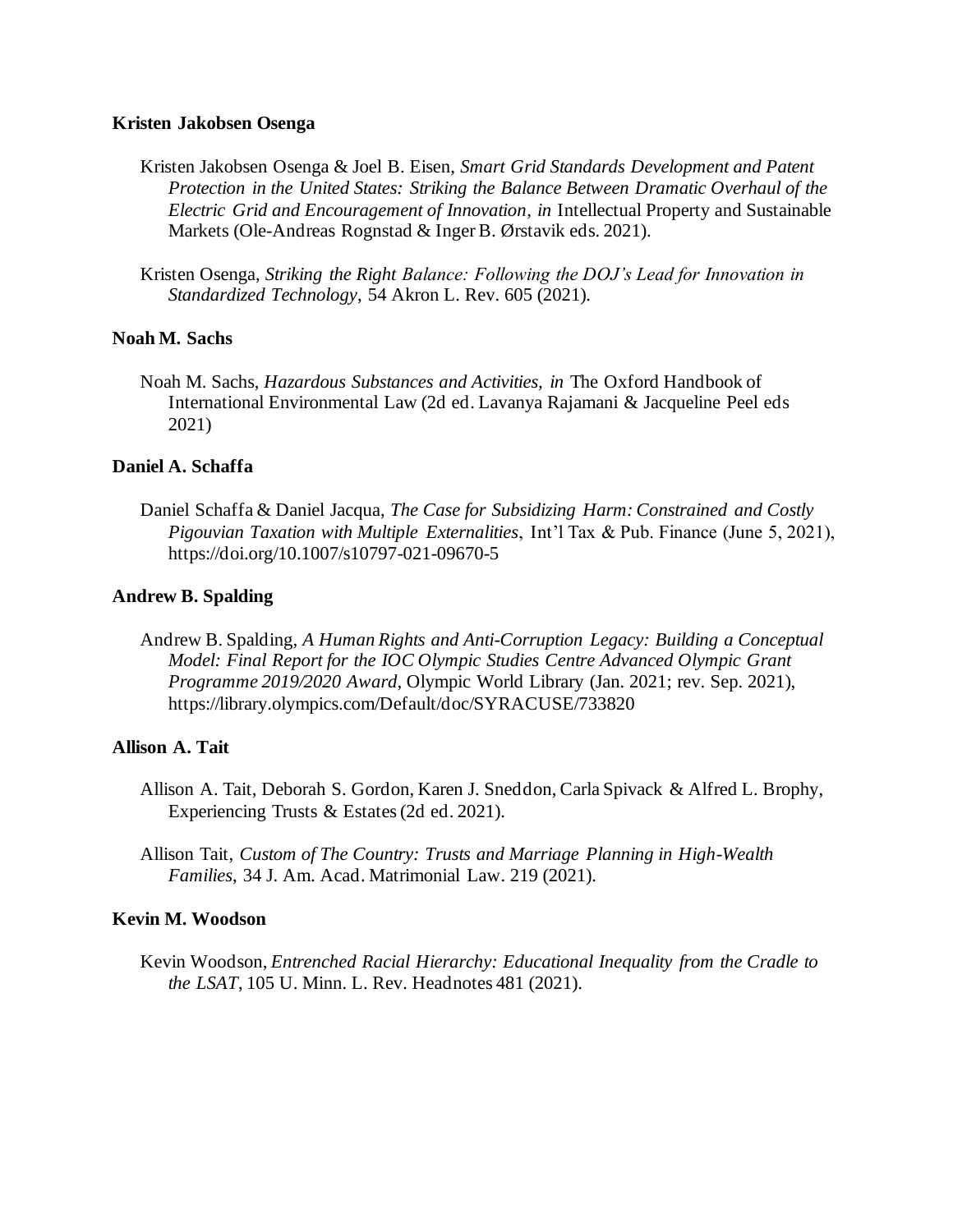**Kristen Jakobsen Osenga**

Kristen Jakobsen Osenga & Joel B. Eisen, *Smart Grid Standards Development and Patent Protection in the United States: Striking the Balance Between Dramatic Overhaul of the Electric Grid and Encouragement of Innovation*, *in* Intellectual Property and Sustainable Markets (Ole-Andreas Rognstad & Inger B. Ørstavik eds. 2021).

Kristen Osenga, *Striking the Right Balance: Following the DOJ's Lead for Innovation in Standardized Technology*, 54 Akron L. Rev. 605 (2021).

**Noah M. Sachs**

Noah M. Sachs, *Hazardous Substances and Activities, in* The Oxford Handbook of International Environmental Law (2d ed. Lavanya Rajamani & Jacqueline Peel eds 2021)

**Daniel A. Schaffa**

Daniel Schaffa & Daniel Jacqua, *The Case for Subsidizing Harm: Constrained and Costly Pigouvian Taxation with Multiple Externalities*, Int'l Tax & Pub. Finance (June 5, 2021), https://doi.org/10.1007/s10797-021-09670-5

**Andrew B. Spalding**

Andrew B. Spalding, *A Human Rights and Anti-Corruption Legacy: Building a Conceptual Model: Final Report for the IOC Olympic Studies Centre Advanced Olympic Grant Programme 2019/2020 Award*, Olympic World Library (Jan. 2021; rev. Sep. 2021), https://library.olympics.com/Default/doc/SYRACUSE/733820

**Allison A. Tait**

Allison A. Tait, Deborah S. Gordon, Karen J. Sneddon, Carla Spivack & Alfred L. Brophy, Experiencing Trusts & Estates (2d ed. 2021).

Allison Tait, *Custom of The Country: Trusts and Marriage Planning in High-Wealth Families*, 34 J. Am. Acad. Matrimonial Law. 219 (2021).

**Kevin M. Woodson**

Kevin Woodson, *Entrenched Racial Hierarchy: Educational Inequality from the Cradle to the LSAT*, 105 U. Minn. L. Rev. Headnotes 481 (2021).